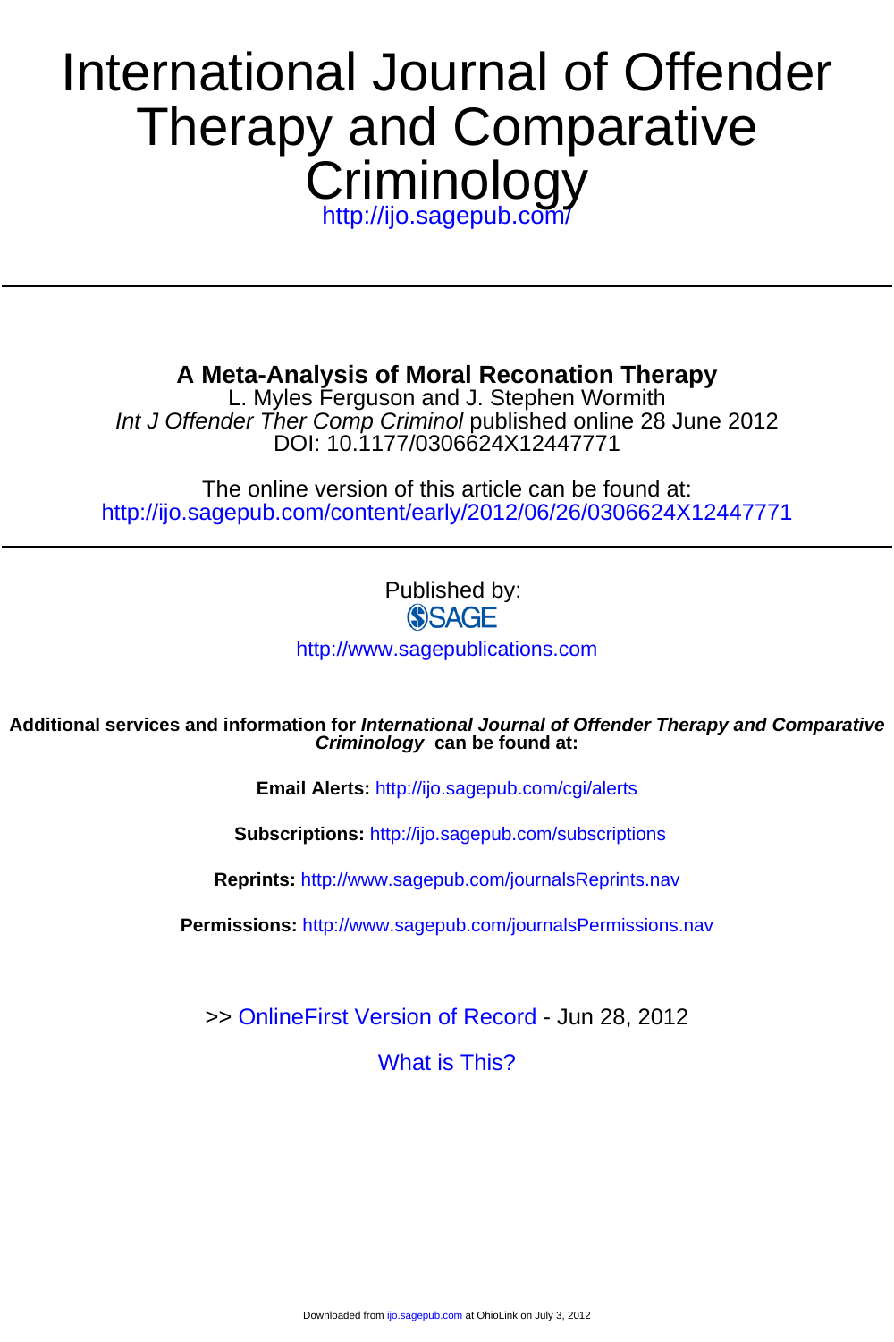# International Journal of Offender Therapy and Comparative Criminology

http://ijo.sagepub.com/

---

## A Meta-Analysis of Moral Reconation Therapy

L. Myles Ferguson and J. Stephen Wormith

*Int J Offender Ther Comp Criminol* published online 28 June 2012

DOI: 10.1177/0306624X12447771

The online version of this article can be found at:

http://ijo.sagepub.com/content/early/2012/06/26/0306624X12447771

---

Published by:

SAGE

http://www.sagepublications.com

**Additional services and information for *International Journal of Offender Therapy and Comparative Criminology* can be found at:**

**Email Alerts:** http://ijo.sagepub.com/cgi/alerts

**Subscriptions:** http://ijo.sagepub.com/subscriptions

**Reprints:** http://www.sagepub.com/journalsReprints.nav

**Permissions:** http://www.sagepub.com/journalsPermissions.nav

>> OnlineFirst Version of Record - Jun 28, 2012

What is This?

Downloaded from ijo.sagepub.com at OhioLink on July 3, 2012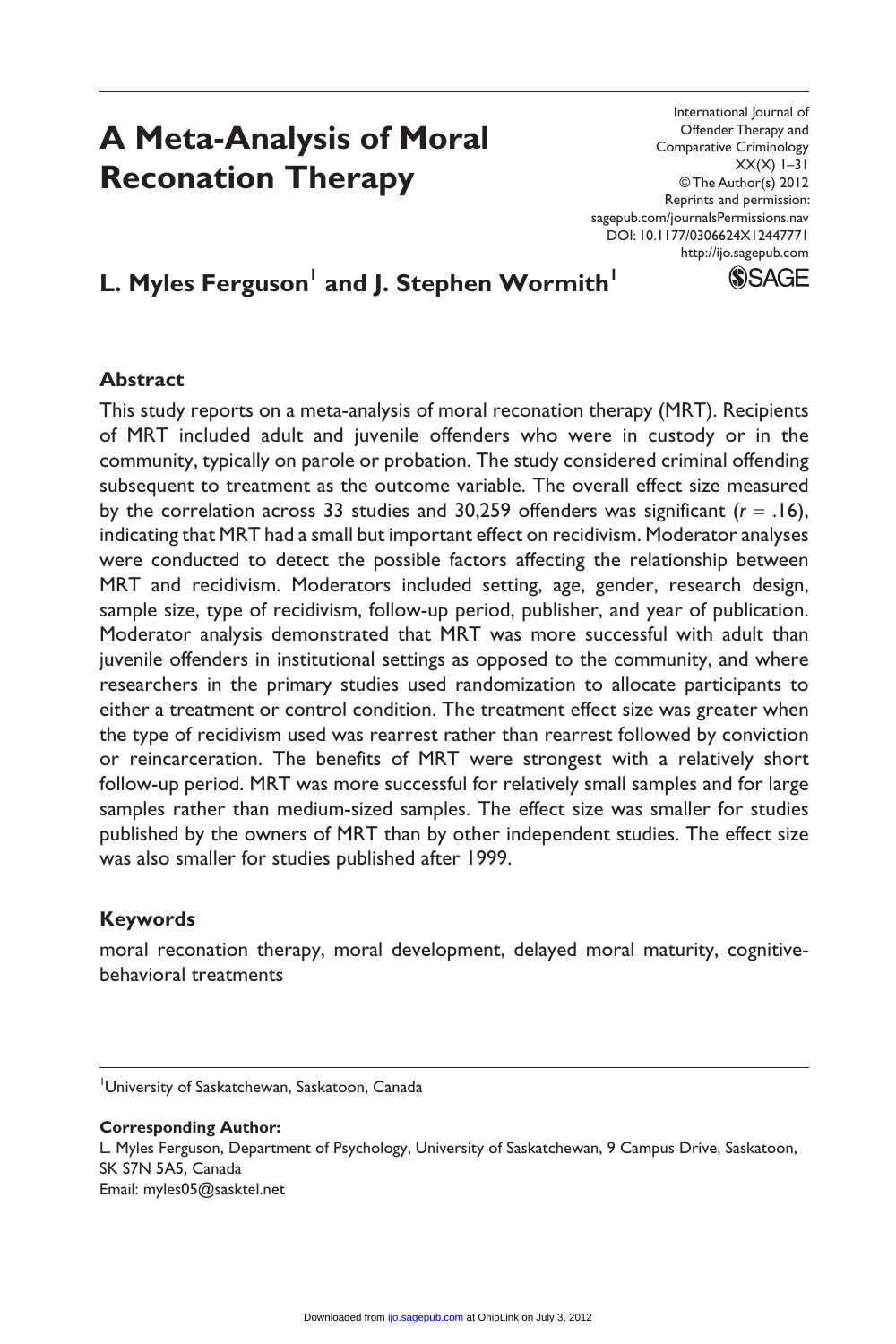# A Meta-Analysis of Moral Reconation Therapy

**L. Myles Ferguson[1] and J. Stephen Wormith[1]**

## Abstract

This study reports on a meta-analysis of moral reconation therapy (MRT). Recipients of MRT included adult and juvenile offenders who were in custody or in the community, typically on parole or probation. The study considered criminal offending subsequent to treatment as the outcome variable. The overall effect size measured by the correlation across 33 studies and 30,259 offenders was significant ($r = .16$), indicating that MRT had a small but important effect on recidivism. Moderator analyses were conducted to detect the possible factors affecting the relationship between MRT and recidivism. Moderators included setting, age, gender, research design, sample size, type of recidivism, follow-up period, publisher, and year of publication. Moderator analysis demonstrated that MRT was more successful with adult than juvenile offenders in institutional settings as opposed to the community, and where researchers in the primary studies used randomization to allocate participants to either a treatment or control condition. The treatment effect size was greater when the type of recidivism used was rearrest rather than rearrest followed by conviction or reincarceration. The benefits of MRT were strongest with a relatively short follow-up period. MRT was more successful for relatively small samples and for large samples rather than medium-sized samples. The effect size was smaller for studies published by the owners of MRT than by other independent studies. The effect size was also smaller for studies published after 1999.

## Keywords

moral reconation therapy, moral development, delayed moral maturity, cognitive-behavioral treatments

[1]University of Saskatchewan, Saskatoon, Canada

**Corresponding Author:**
L. Myles Ferguson, Department of Psychology, University of Saskatchewan, 9 Campus Drive, Saskatoon, SK S7N 5A5, Canada
Email: myles05@sasktel.net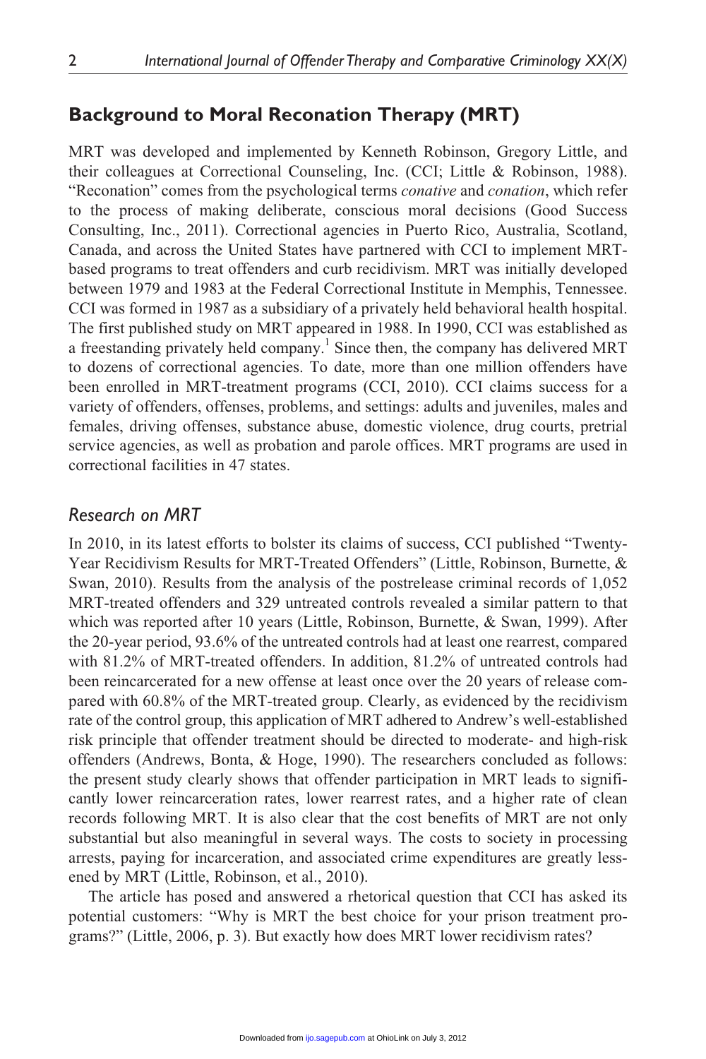## Background to Moral Reconation Therapy (MRT)

MRT was developed and implemented by Kenneth Robinson, Gregory Little, and their colleagues at Correctional Counseling, Inc. (CCI; Little & Robinson, 1988). "Reconation" comes from the psychological terms *conative* and *conation*, which refer to the process of making deliberate, conscious moral decisions (Good Success Consulting, Inc., 2011). Correctional agencies in Puerto Rico, Australia, Scotland, Canada, and across the United States have partnered with CCI to implement MRT-based programs to treat offenders and curb recidivism. MRT was initially developed between 1979 and 1983 at the Federal Correctional Institute in Memphis, Tennessee. CCI was formed in 1987 as a subsidiary of a privately held behavioral health hospital. The first published study on MRT appeared in 1988. In 1990, CCI was established as a freestanding privately held company.[1] Since then, the company has delivered MRT to dozens of correctional agencies. To date, more than one million offenders have been enrolled in MRT-treatment programs (CCI, 2010). CCI claims success for a variety of offenders, offenses, problems, and settings: adults and juveniles, males and females, driving offenses, substance abuse, domestic violence, drug courts, pretrial service agencies, as well as probation and parole offices. MRT programs are used in correctional facilities in 47 states.

### *Research on MRT*

In 2010, in its latest efforts to bolster its claims of success, CCI published "Twenty-Year Recidivism Results for MRT-Treated Offenders" (Little, Robinson, Burnette, & Swan, 2010). Results from the analysis of the postrelease criminal records of 1,052 MRT-treated offenders and 329 untreated controls revealed a similar pattern to that which was reported after 10 years (Little, Robinson, Burnette, & Swan, 1999). After the 20-year period, 93.6% of the untreated controls had at least one rearrest, compared with 81.2% of MRT-treated offenders. In addition, 81.2% of untreated controls had been reincarcerated for a new offense at least once over the 20 years of release compared with 60.8% of the MRT-treated group. Clearly, as evidenced by the recidivism rate of the control group, this application of MRT adhered to Andrew's well-established risk principle that offender treatment should be directed to moderate- and high-risk offenders (Andrews, Bonta, & Hoge, 1990). The researchers concluded as follows: the present study clearly shows that offender participation in MRT leads to significantly lower reincarceration rates, lower rearrest rates, and a higher rate of clean records following MRT. It is also clear that the cost benefits of MRT are not only substantial but also meaningful in several ways. The costs to society in processing arrests, paying for incarceration, and associated crime expenditures are greatly lessened by MRT (Little, Robinson, et al., 2010).

The article has posed and answered a rhetorical question that CCI has asked its potential customers: "Why is MRT the best choice for your prison treatment programs?" (Little, 2006, p. 3). But exactly how does MRT lower recidivism rates?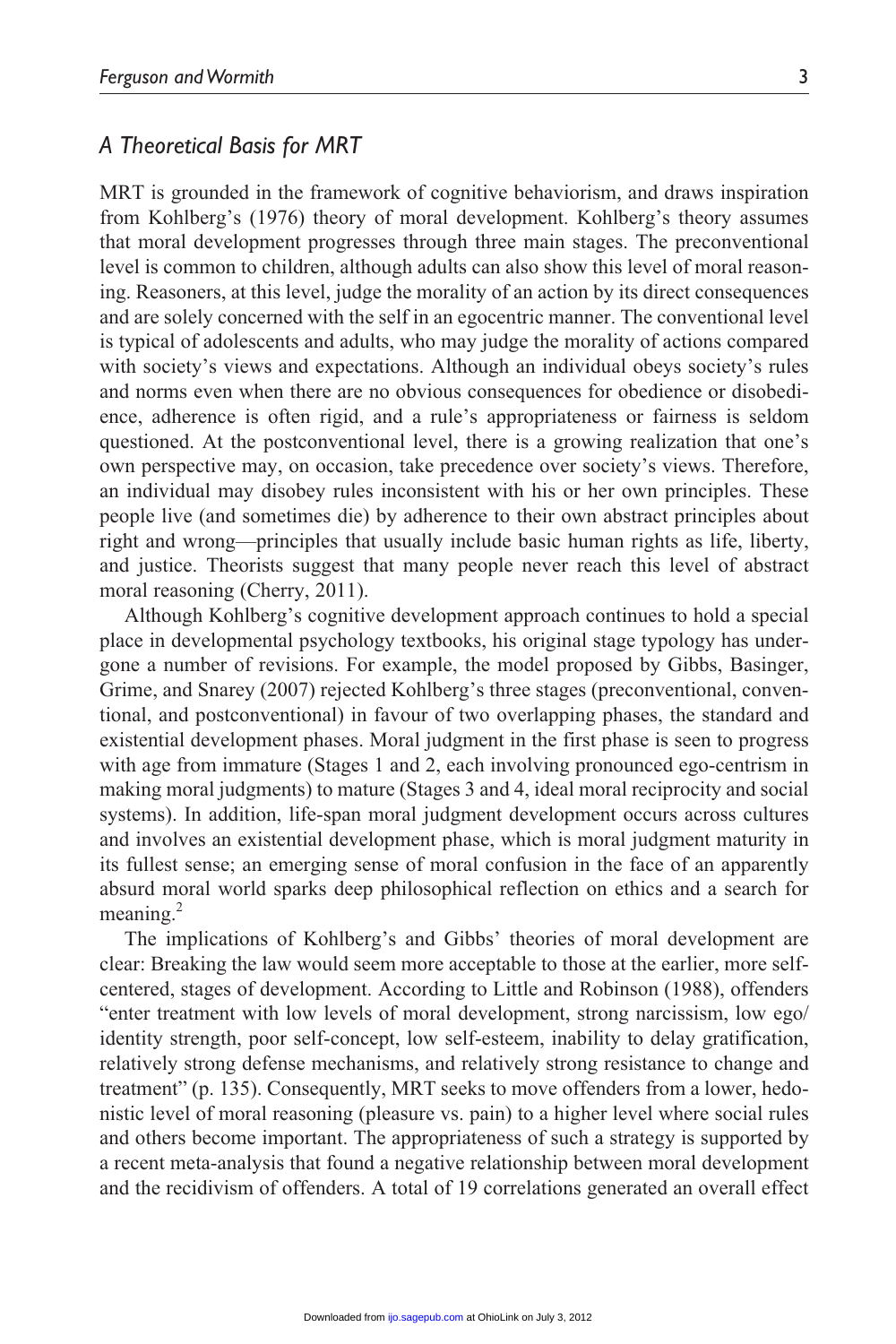## *A Theoretical Basis for MRT*

MRT is grounded in the framework of cognitive behaviorism, and draws inspiration from Kohlberg's (1976) theory of moral development. Kohlberg's theory assumes that moral development progresses through three main stages. The preconventional level is common to children, although adults can also show this level of moral reasoning. Reasoners, at this level, judge the morality of an action by its direct consequences and are solely concerned with the self in an egocentric manner. The conventional level is typical of adolescents and adults, who may judge the morality of actions compared with society's views and expectations. Although an individual obeys society's rules and norms even when there are no obvious consequences for obedience or disobedience, adherence is often rigid, and a rule's appropriateness or fairness is seldom questioned. At the postconventional level, there is a growing realization that one's own perspective may, on occasion, take precedence over society's views. Therefore, an individual may disobey rules inconsistent with his or her own principles. These people live (and sometimes die) by adherence to their own abstract principles about right and wrong—principles that usually include basic human rights as life, liberty, and justice. Theorists suggest that many people never reach this level of abstract moral reasoning (Cherry, 2011).

Although Kohlberg's cognitive development approach continues to hold a special place in developmental psychology textbooks, his original stage typology has undergone a number of revisions. For example, the model proposed by Gibbs, Basinger, Grime, and Snarey (2007) rejected Kohlberg's three stages (preconventional, conventional, and postconventional) in favour of two overlapping phases, the standard and existential development phases. Moral judgment in the first phase is seen to progress with age from immature (Stages 1 and 2, each involving pronounced ego-centrism in making moral judgments) to mature (Stages 3 and 4, ideal moral reciprocity and social systems). In addition, life-span moral judgment development occurs across cultures and involves an existential development phase, which is moral judgment maturity in its fullest sense; an emerging sense of moral confusion in the face of an apparently absurd moral world sparks deep philosophical reflection on ethics and a search for meaning.[2]

The implications of Kohlberg's and Gibbs' theories of moral development are clear: Breaking the law would seem more acceptable to those at the earlier, more self-centered, stages of development. According to Little and Robinson (1988), offenders "enter treatment with low levels of moral development, strong narcissism, low ego/identity strength, poor self-concept, low self-esteem, inability to delay gratification, relatively strong defense mechanisms, and relatively strong resistance to change and treatment" (p. 135). Consequently, MRT seeks to move offenders from a lower, hedonistic level of moral reasoning (pleasure vs. pain) to a higher level where social rules and others become important. The appropriateness of such a strategy is supported by a recent meta-analysis that found a negative relationship between moral development and the recidivism of offenders. A total of 19 correlations generated an overall effect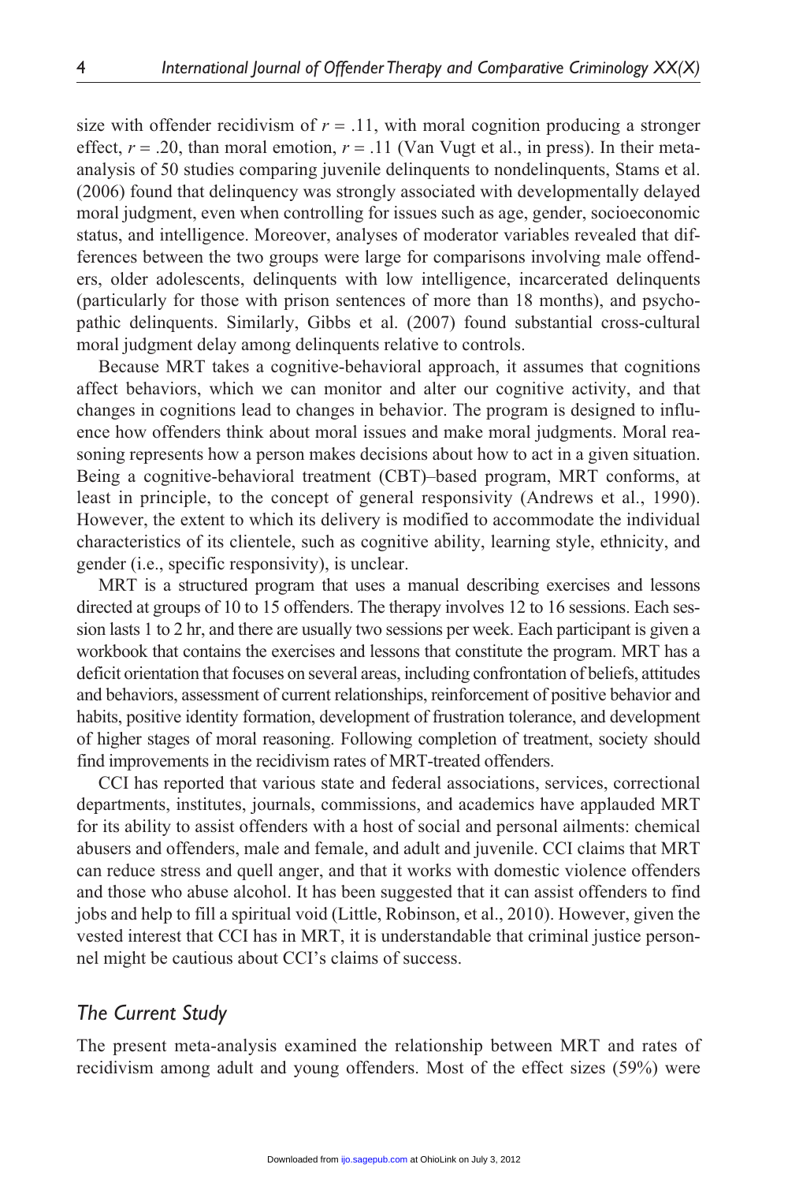size with offender recidivism of $r = .11$, with moral cognition producing a stronger effect, $r = .20$, than moral emotion, $r = .11$ (Van Vugt et al., in press). In their meta-analysis of 50 studies comparing juvenile delinquents to nondelinquents, Stams et al. (2006) found that delinquency was strongly associated with developmentally delayed moral judgment, even when controlling for issues such as age, gender, socioeconomic status, and intelligence. Moreover, analyses of moderator variables revealed that differences between the two groups were large for comparisons involving male offenders, older adolescents, delinquents with low intelligence, incarcerated delinquents (particularly for those with prison sentences of more than 18 months), and psychopathic delinquents. Similarly, Gibbs et al. (2007) found substantial cross-cultural moral judgment delay among delinquents relative to controls.

Because MRT takes a cognitive-behavioral approach, it assumes that cognitions affect behaviors, which we can monitor and alter our cognitive activity, and that changes in cognitions lead to changes in behavior. The program is designed to influence how offenders think about moral issues and make moral judgments. Moral reasoning represents how a person makes decisions about how to act in a given situation. Being a cognitive-behavioral treatment (CBT)–based program, MRT conforms, at least in principle, to the concept of general responsivity (Andrews et al., 1990). However, the extent to which its delivery is modified to accommodate the individual characteristics of its clientele, such as cognitive ability, learning style, ethnicity, and gender (i.e., specific responsivity), is unclear.

MRT is a structured program that uses a manual describing exercises and lessons directed at groups of 10 to 15 offenders. The therapy involves 12 to 16 sessions. Each session lasts 1 to 2 hr, and there are usually two sessions per week. Each participant is given a workbook that contains the exercises and lessons that constitute the program. MRT has a deficit orientation that focuses on several areas, including confrontation of beliefs, attitudes and behaviors, assessment of current relationships, reinforcement of positive behavior and habits, positive identity formation, development of frustration tolerance, and development of higher stages of moral reasoning. Following completion of treatment, society should find improvements in the recidivism rates of MRT-treated offenders.

CCI has reported that various state and federal associations, services, correctional departments, institutes, journals, commissions, and academics have applauded MRT for its ability to assist offenders with a host of social and personal ailments: chemical abusers and offenders, male and female, and adult and juvenile. CCI claims that MRT can reduce stress and quell anger, and that it works with domestic violence offenders and those who abuse alcohol. It has been suggested that it can assist offenders to find jobs and help to fill a spiritual void (Little, Robinson, et al., 2010). However, given the vested interest that CCI has in MRT, it is understandable that criminal justice personnel might be cautious about CCI's claims of success.

## *The Current Study*

The present meta-analysis examined the relationship between MRT and rates of recidivism among adult and young offenders. Most of the effect sizes (59%) were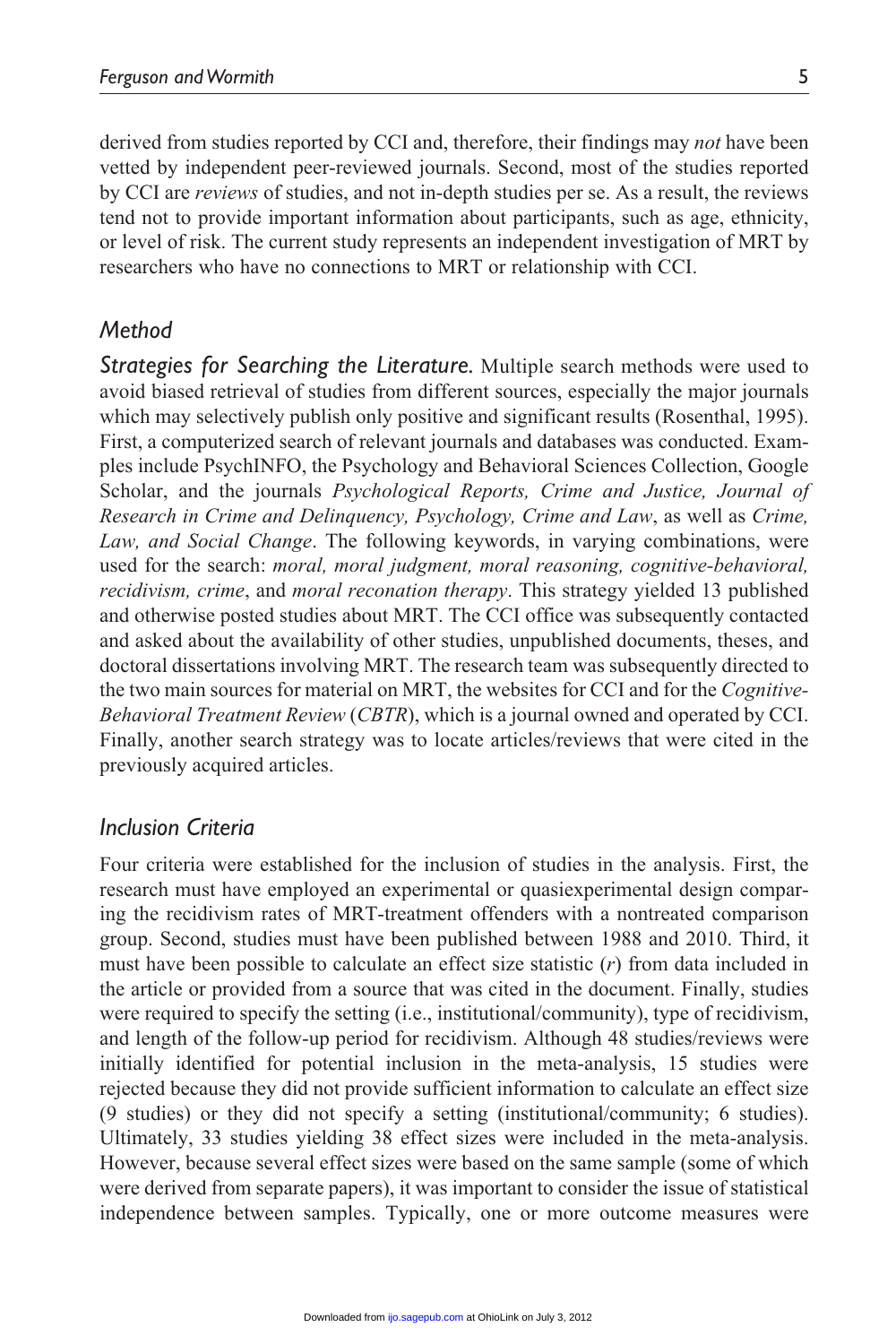derived from studies reported by CCI and, therefore, their findings may *not* have been vetted by independent peer-reviewed journals. Second, most of the studies reported by CCI are *reviews* of studies, and not in-depth studies per se. As a result, the reviews tend not to provide important information about participants, such as age, ethnicity, or level of risk. The current study represents an independent investigation of MRT by researchers who have no connections to MRT or relationship with CCI.

## *Method*

***Strategies for Searching the Literature.*** Multiple search methods were used to avoid biased retrieval of studies from different sources, especially the major journals which may selectively publish only positive and significant results (Rosenthal, 1995). First, a computerized search of relevant journals and databases was conducted. Examples include PsychINFO, the Psychology and Behavioral Sciences Collection, Google Scholar, and the journals *Psychological Reports, Crime and Justice, Journal of Research in Crime and Delinquency, Psychology, Crime and Law*, as well as *Crime, Law, and Social Change*. The following keywords, in varying combinations, were used for the search: *moral, moral judgment, moral reasoning, cognitive-behavioral, recidivism, crime*, and *moral reconation therapy*. This strategy yielded 13 published and otherwise posted studies about MRT. The CCI office was subsequently contacted and asked about the availability of other studies, unpublished documents, theses, and doctoral dissertations involving MRT. The research team was subsequently directed to the two main sources for material on MRT, the websites for CCI and for the *Cognitive-Behavioral Treatment Review* (*CBTR*), which is a journal owned and operated by CCI. Finally, another search strategy was to locate articles/reviews that were cited in the previously acquired articles.

## *Inclusion Criteria*

Four criteria were established for the inclusion of studies in the analysis. First, the research must have employed an experimental or quasiexperimental design comparing the recidivism rates of MRT-treatment offenders with a nontreated comparison group. Second, studies must have been published between 1988 and 2010. Third, it must have been possible to calculate an effect size statistic ($r$) from data included in the article or provided from a source that was cited in the document. Finally, studies were required to specify the setting (i.e., institutional/community), type of recidivism, and length of the follow-up period for recidivism. Although 48 studies/reviews were initially identified for potential inclusion in the meta-analysis, 15 studies were rejected because they did not provide sufficient information to calculate an effect size (9 studies) or they did not specify a setting (institutional/community; 6 studies). Ultimately, 33 studies yielding 38 effect sizes were included in the meta-analysis. However, because several effect sizes were based on the same sample (some of which were derived from separate papers), it was important to consider the issue of statistical independence between samples. Typically, one or more outcome measures were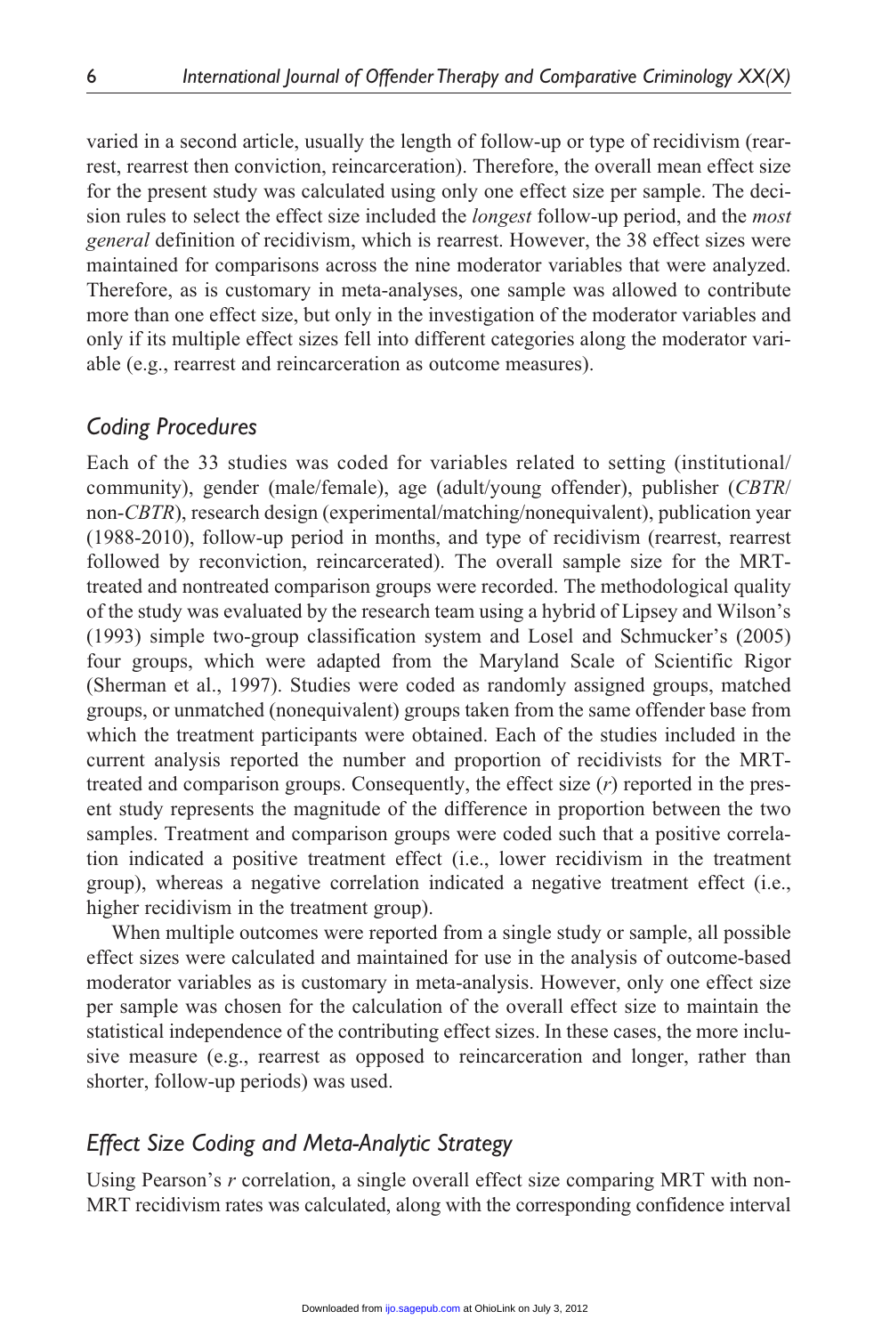varied in a second article, usually the length of follow-up or type of recidivism (rearrest, rearrest then conviction, reincarceration). Therefore, the overall mean effect size for the present study was calculated using only one effect size per sample. The decision rules to select the effect size included the *longest* follow-up period, and the *most general* definition of recidivism, which is rearrest. However, the 38 effect sizes were maintained for comparisons across the nine moderator variables that were analyzed. Therefore, as is customary in meta-analyses, one sample was allowed to contribute more than one effect size, but only in the investigation of the moderator variables and only if its multiple effect sizes fell into different categories along the moderator variable (e.g., rearrest and reincarceration as outcome measures).

## *Coding Procedures*

Each of the 33 studies was coded for variables related to setting (institutional/community), gender (male/female), age (adult/young offender), publisher (*CBTR*/non-*CBTR*), research design (experimental/matching/nonequivalent), publication year (1988-2010), follow-up period in months, and type of recidivism (rearrest, rearrest followed by reconviction, reincarcerated). The overall sample size for the MRT-treated and nontreated comparison groups were recorded. The methodological quality of the study was evaluated by the research team using a hybrid of Lipsey and Wilson's (1993) simple two-group classification system and Losel and Schmucker's (2005) four groups, which were adapted from the Maryland Scale of Scientific Rigor (Sherman et al., 1997). Studies were coded as randomly assigned groups, matched groups, or unmatched (nonequivalent) groups taken from the same offender base from which the treatment participants were obtained. Each of the studies included in the current analysis reported the number and proportion of recidivists for the MRT-treated and comparison groups. Consequently, the effect size ($r$) reported in the present study represents the magnitude of the difference in proportion between the two samples. Treatment and comparison groups were coded such that a positive correlation indicated a positive treatment effect (i.e., lower recidivism in the treatment group), whereas a negative correlation indicated a negative treatment effect (i.e., higher recidivism in the treatment group).

When multiple outcomes were reported from a single study or sample, all possible effect sizes were calculated and maintained for use in the analysis of outcome-based moderator variables as is customary in meta-analysis. However, only one effect size per sample was chosen for the calculation of the overall effect size to maintain the statistical independence of the contributing effect sizes. In these cases, the more inclusive measure (e.g., rearrest as opposed to reincarceration and longer, rather than shorter, follow-up periods) was used.

## *Effect Size Coding and Meta-Analytic Strategy*

Using Pearson's $r$ correlation, a single overall effect size comparing MRT with non-MRT recidivism rates was calculated, along with the corresponding confidence interval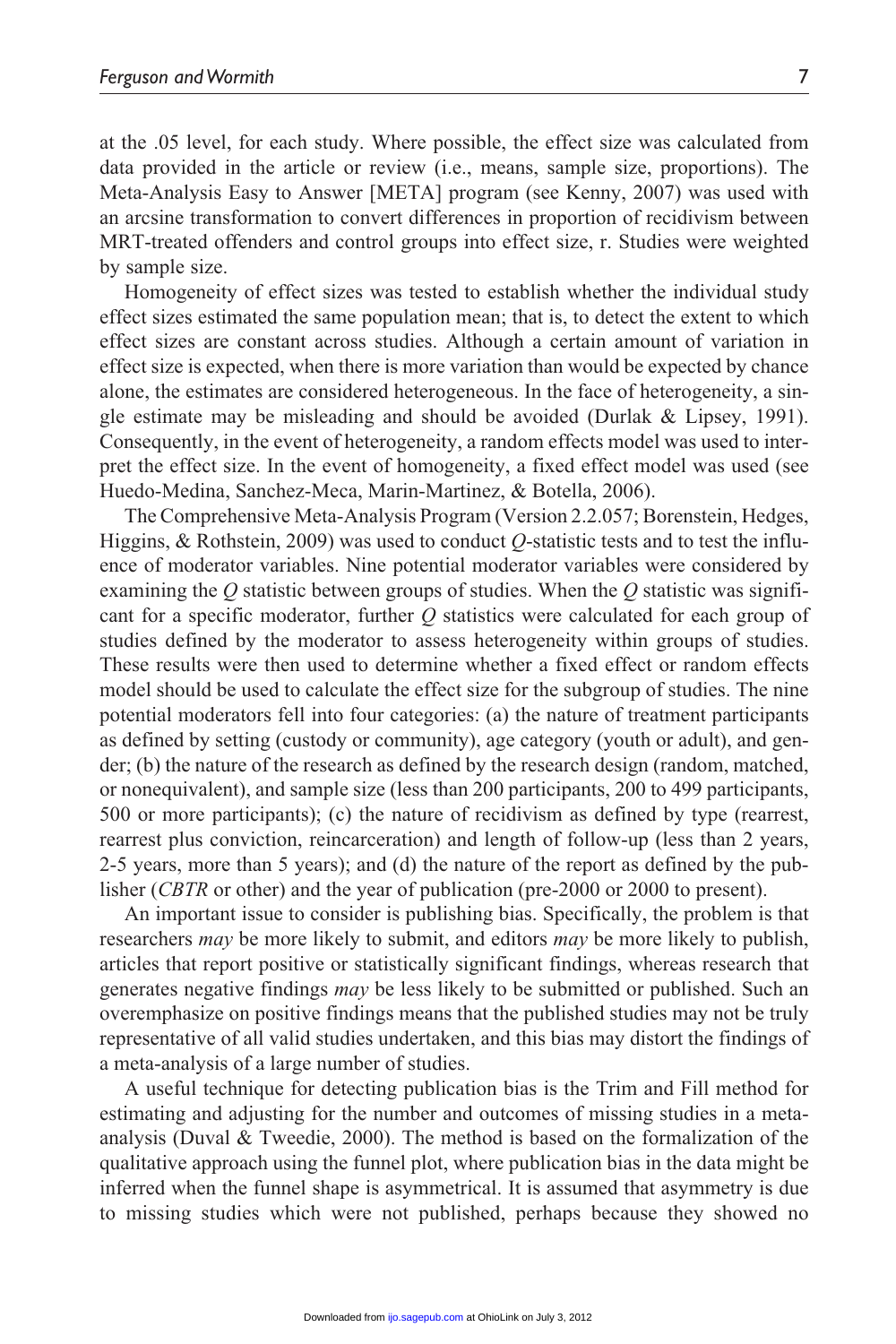at the .05 level, for each study. Where possible, the effect size was calculated from data provided in the article or review (i.e., means, sample size, proportions). The Meta-Analysis Easy to Answer [META] program (see Kenny, 2007) was used with an arcsine transformation to convert differences in proportion of recidivism between MRT-treated offenders and control groups into effect size, r. Studies were weighted by sample size.

Homogeneity of effect sizes was tested to establish whether the individual study effect sizes estimated the same population mean; that is, to detect the extent to which effect sizes are constant across studies. Although a certain amount of variation in effect size is expected, when there is more variation than would be expected by chance alone, the estimates are considered heterogeneous. In the face of heterogeneity, a single estimate may be misleading and should be avoided (Durlak & Lipsey, 1991). Consequently, in the event of heterogeneity, a random effects model was used to interpret the effect size. In the event of homogeneity, a fixed effect model was used (see Huedo-Medina, Sanchez-Meca, Marin-Martinez, & Botella, 2006).

The Comprehensive Meta-Analysis Program (Version 2.2.057; Borenstein, Hedges, Higgins, & Rothstein, 2009) was used to conduct *Q*-statistic tests and to test the influence of moderator variables. Nine potential moderator variables were considered by examining the *Q* statistic between groups of studies. When the *Q* statistic was significant for a specific moderator, further *Q* statistics were calculated for each group of studies defined by the moderator to assess heterogeneity within groups of studies. These results were then used to determine whether a fixed effect or random effects model should be used to calculate the effect size for the subgroup of studies. The nine potential moderators fell into four categories: (a) the nature of treatment participants as defined by setting (custody or community), age category (youth or adult), and gender; (b) the nature of the research as defined by the research design (random, matched, or nonequivalent), and sample size (less than 200 participants, 200 to 499 participants, 500 or more participants); (c) the nature of recidivism as defined by type (rearrest, rearrest plus conviction, reincarceration) and length of follow-up (less than 2 years, 2-5 years, more than 5 years); and (d) the nature of the report as defined by the publisher (*CBTR* or other) and the year of publication (pre-2000 or 2000 to present).

An important issue to consider is publishing bias. Specifically, the problem is that researchers *may* be more likely to submit, and editors *may* be more likely to publish, articles that report positive or statistically significant findings, whereas research that generates negative findings *may* be less likely to be submitted or published. Such an overemphasize on positive findings means that the published studies may not be truly representative of all valid studies undertaken, and this bias may distort the findings of a meta-analysis of a large number of studies.

A useful technique for detecting publication bias is the Trim and Fill method for estimating and adjusting for the number and outcomes of missing studies in a meta-analysis (Duval & Tweedie, 2000). The method is based on the formalization of the qualitative approach using the funnel plot, where publication bias in the data might be inferred when the funnel shape is asymmetrical. It is assumed that asymmetry is due to missing studies which were not published, perhaps because they showed no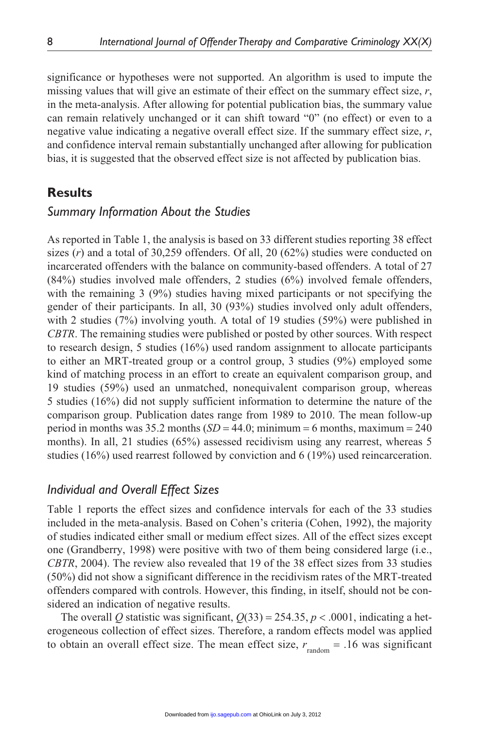significance or hypotheses were not supported. An algorithm is used to impute the missing values that will give an estimate of their effect on the summary effect size, *r*, in the meta-analysis. After allowing for potential publication bias, the summary value can remain relatively unchanged or it can shift toward "0" (no effect) or even to a negative value indicating a negative overall effect size. If the summary effect size, *r*, and confidence interval remain substantially unchanged after allowing for publication bias, it is suggested that the observed effect size is not affected by publication bias.

## Results

### Summary Information About the Studies

As reported in Table 1, the analysis is based on 33 different studies reporting 38 effect sizes (*r*) and a total of 30,259 offenders. Of all, 20 (62%) studies were conducted on incarcerated offenders with the balance on community-based offenders. A total of 27 (84%) studies involved male offenders, 2 studies (6%) involved female offenders, with the remaining 3 (9%) studies having mixed participants or not specifying the gender of their participants. In all, 30 (93%) studies involved only adult offenders, with 2 studies (7%) involving youth. A total of 19 studies (59%) were published in *CBTR*. The remaining studies were published or posted by other sources. With respect to research design, 5 studies (16%) used random assignment to allocate participants to either an MRT-treated group or a control group, 3 studies (9%) employed some kind of matching process in an effort to create an equivalent comparison group, and 19 studies (59%) used an unmatched, nonequivalent comparison group, whereas 5 studies (16%) did not supply sufficient information to determine the nature of the comparison group. Publication dates range from 1989 to 2010. The mean follow-up period in months was 35.2 months ($SD = 44.0$; minimum = 6 months, maximum = 240 months). In all, 21 studies (65%) assessed recidivism using any rearrest, whereas 5 studies (16%) used rearrest followed by conviction and 6 (19%) used reincarceration.

### Individual and Overall Effect Sizes

Table 1 reports the effect sizes and confidence intervals for each of the 33 studies included in the meta-analysis. Based on Cohen's criteria (Cohen, 1992), the majority of studies indicated either small or medium effect sizes. All of the effect sizes except one (Grandberry, 1998) were positive with two of them being considered large (i.e., *CBTR*, 2004). The review also revealed that 19 of the 38 effect sizes from 33 studies (50%) did not show a significant difference in the recidivism rates of the MRT-treated offenders compared with controls. However, this finding, in itself, should not be considered an indication of negative results.

The overall *Q* statistic was significant, $Q(33) = 254.35$, $p < .0001$, indicating a heterogeneous collection of effect sizes. Therefore, a random effects model was applied to obtain an overall effect size. The mean effect size, $r_{\text{random}} = .16$ was significant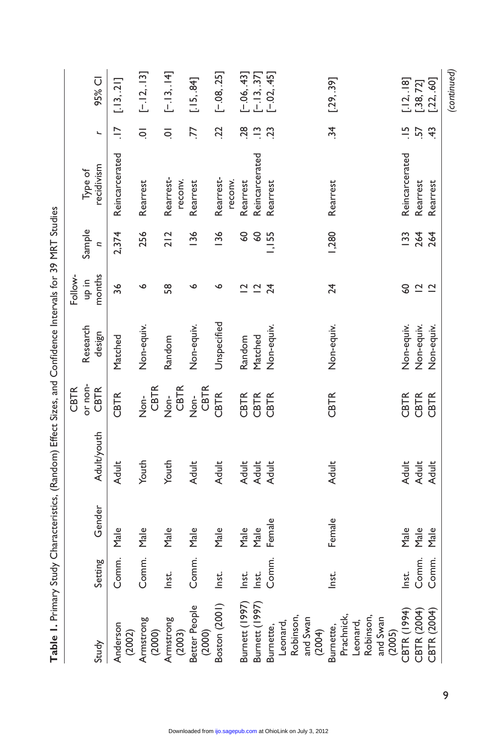**Table 1.** Primary Study Characteristics, (Random) Effect Sizes, and Confidence Intervals for 39 MRT Studies

| Study | Setting | Gender | Adult/youth | CBTR or non-CBTR | Research design | Follow-up in months | Sample n | Type of recidivism | r | 95% CI |
|---|---|---|---|---|---|---|---|---|---|---|
| Anderson (2002) | Comm. | Male | Adult | CBTR | Matched | 36 | 2,374 | Reincarcerated | .17 | [.13,.21] |
| Armstrong (2000) | Comm. | Male | Youth | Non-CBTR | Non-equiv. | 6 | 256 | Rearrest | .01 | [−.12,.13] |
| Armstrong (2003) | Inst. | Male | Youth | Non-CBTR | Random | 58 | 212 | Rearrest-reconv. | .01 | [−.13,.14] |
| Better People (2000) | Comm. | Male | Adult | Non-CBTR | Non-equiv. | 6 | 136 | Rearrest | .77 | [.15,.84] |
| Boston (2001) | Inst. | Male | Adult | CBTR | Unspecified | 6 | 136 | Rearrest-reconv. | .22 | [−.08,.25] |
| Burnett (1997) | Inst. | Male | Adult | CBTR | Random | 12 | 60 | Rearrest | .28 | [−.06,.43] |
| Burnett (1997) | Inst. | Male | Adult | CBTR | Matched | 12 | 60 | Reincarcerated | .13 | [−.13,.37] |
| Burnette, Leonard, Robinson, and Swan (2004) | Comm. | Female | Adult | CBTR | Non-equiv. | 24 | 1,155 | Rearrest | .23 | [−.02,.45] |
| Burnette, Prachnick, Leonard, Robinson, and Swan (2005) | Inst. | Female | Adult | CBTR | Non-equiv. | 24 | 1,280 | Rearrest | .34 | [.29,.39] |
| CBTR (1994) | Inst. | Male | Adult | CBTR | Non-equiv. | 60 | 133 | Reincarcerated | .15 | [.12,.18] |
| CBTR (2004) | Comm. | Male | Adult | CBTR | Non-equiv. | 12 | 264 | Rearrest | .57 | [.38,72] |
| CBTR (2004) | Comm. | Male | Adult | CBTR | Non-equiv. | 12 | 264 | Rearrest | .43 | [.22,.60] |

*(continued)*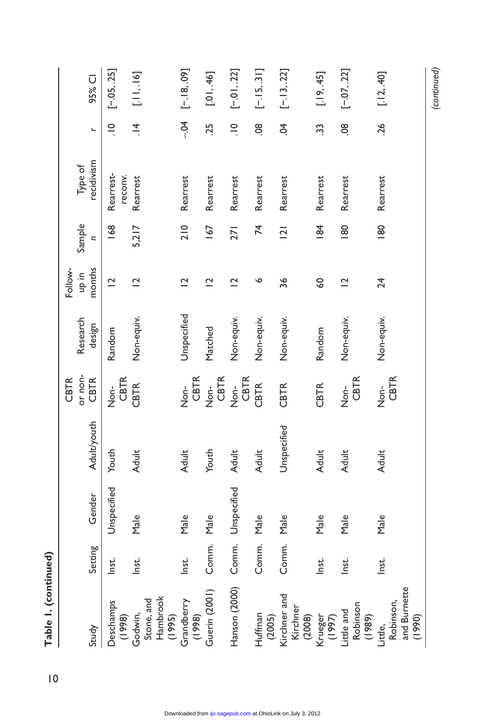**Table 1. (continued)**

| Study | Setting | Gender | Adult/youth | CBTR or non-CBTR | Research design | Follow-up in months | Sample n | Type of recidivism | r | 95% CI |
|---|---|---|---|---|---|---|---|---|---|---|
| Deschamps (1998) | Inst. | Unspecified | Youth | Non-CBTR | Random | 12 | 168 | Rearrest-reconv. | .10 | [−.05, .25] |
| Godwin, Stone, and Hambrook (1995) | Inst. | Male | Adult | CBTR | Non-equiv. | 12 | 5,217 | Rearrest | .14 | [.11, .16] |
| Grandberry (1998) | Inst. | Male | Adult | Non-CBTR | Unspecified | 12 | 210 | Rearrest | −.04 | [−.18, .09] |
| Guerin (2001) | Comm. | Male | Youth | Non-CBTR | Matched | 12 | 167 | Rearrest | .25 | [.01, .46] |
| Hanson (2000) | Comm. | Unspecified | Adult | Non-CBTR | Non-equiv. | 12 | 271 | Rearrest | .10 | [−.01, .22] |
| Huffman (2005) | Comm. | Male | Adult | CBTR | Non-equiv. | 6 | 74 | Rearrest | .08 | [−.15, .31] |
| Kirchner and Kirchner (2008) | Comm. | Male | Unspecified | CBTR | Non-equiv. | 36 | 121 | Rearrest | .04 | [−.13, .22] |
| Krueger (1997) | Inst. | Male | Adult | CBTR | Random | 60 | 184 | Rearrest | .33 | [.19, .45] |
| Little and Robinson (1989) | Inst. | Male | Adult | Non-CBTR | Non-equiv. | 12 | 180 | Rearrest | .08 | [−.07, .22] |
| Little, Robinson, and Burnette (1990) | Inst. | Male | Adult | Non-CBTR | Non-equiv. | 24 | 180 | Rearrest | .26 | [.12, .40] |

*(continued)*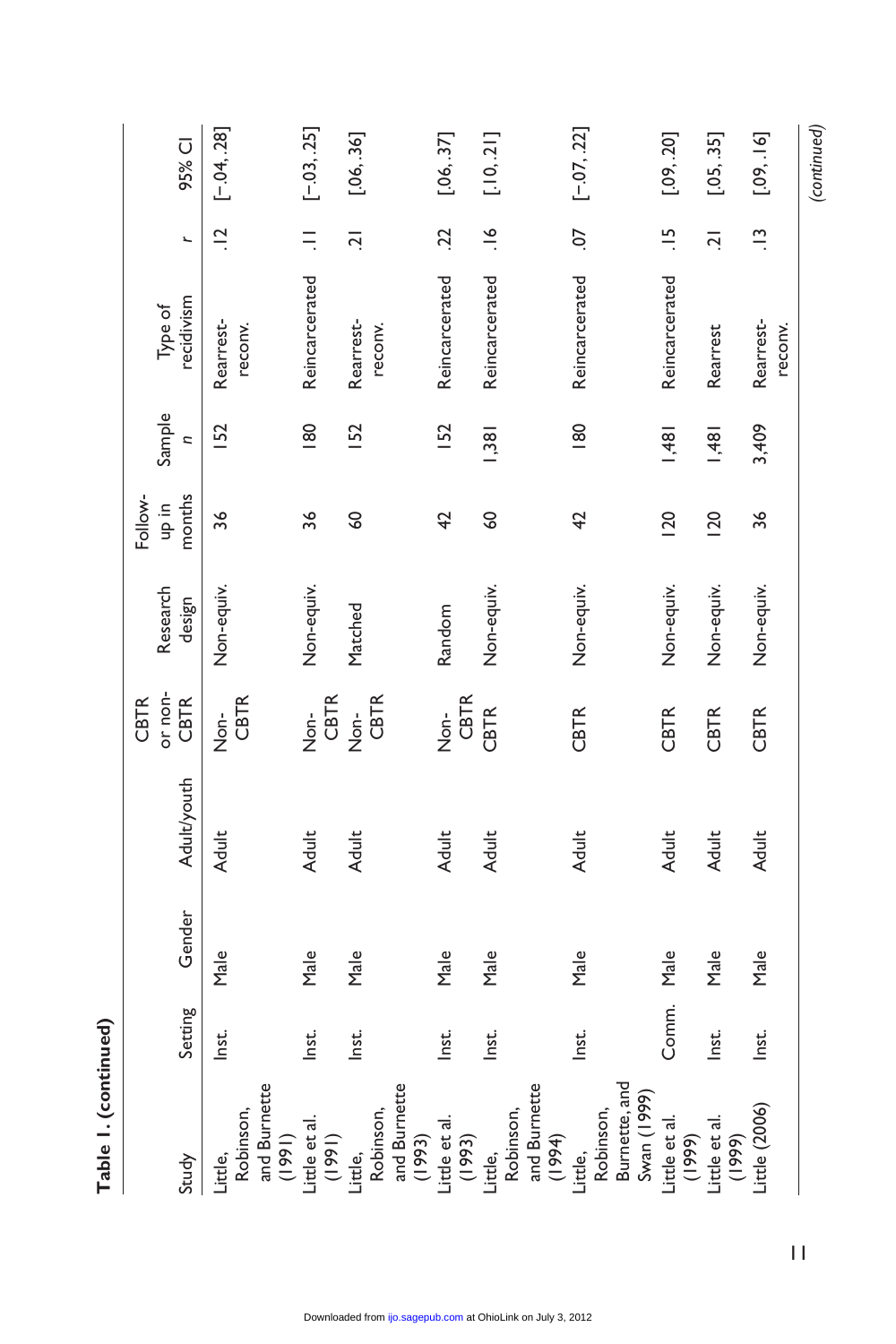**Table 1. (continued)**

| Study | Setting | Gender | Adult/youth | CBTR or non-CBTR | Research design | Follow-up in months | Sample n | Type of recidivism | r | 95% CI |
|---|---|---|---|---|---|---|---|---|---|---|
| Little, Robinson, and Burnette (1991) | Inst. | Male | Adult | Non-CBTR | Non-equiv. | 36 | 152 | Rearrest-reconv. | .12 | [−.04, .28] |
| Little et al. (1991) | Inst. | Male | Adult | Non-CBTR | Non-equiv. | 36 | 180 | Reincarcerated | .11 | [−.03, .25] |
| Little, Robinson, and Burnette (1993) | Inst. | Male | Adult | Non-CBTR | Matched | 60 | 152 | Rearrest-reconv. | .21 | [.06, .36] |
| Little et al. (1993) | Inst. | Male | Adult | Non-CBTR | Random | 42 | 152 | Reincarcerated | .22 | [.06, .37] |
| Little, Robinson, and Burnette (1994) | Inst. | Male | Adult | CBTR | Non-equiv. | 60 | 1,381 | Reincarcerated | .16 | [.10, .21] |
| Little, Robinson, Burnette, and Swan (1999) | Inst. | Male | Adult | CBTR | Non-equiv. | 42 | 180 | Reincarcerated | .07 | [−.07, .22] |
| Little et al. (1999) | Comm. | Male | Adult | CBTR | Non-equiv. | 120 | 1,481 | Reincarcerated | .15 | [.09, .20] |
| Little et al. (1999) | Inst. | Male | Adult | CBTR | Non-equiv. | 120 | 1,481 | Rearrest | .21 | [.05, .35] |
| Little (2006) | Inst. | Male | Adult | CBTR | Non-equiv. | 36 | 3,409 | Rearrest-reconv. | .13 | [.09, .16] |

(continued)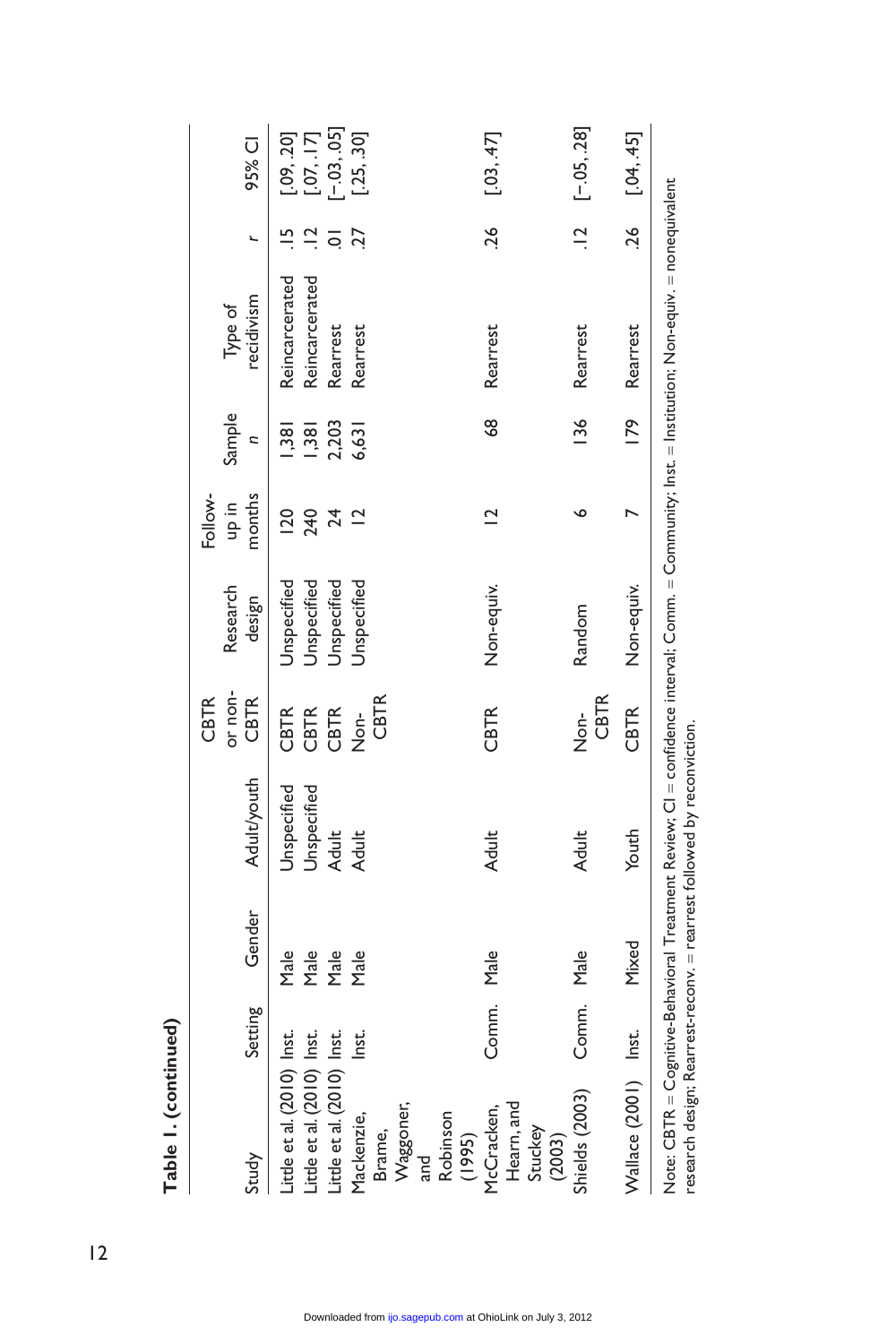**Table 1. (continued)**

| Study | Setting | Gender | Adult/youth | CBTR or non-CBTR | Research design | Follow-up in months | Sample n | Type of recidivism | r | 95% CI |
|---|---|---|---|---|---|---|---|---|---|---|
| Little et al. (2010) | Inst. | Male | Unspecified | CBTR | Unspecified | 120 | 1,381 | Reincarcerated | .15 | [.09, .20] |
| Little et al. (2010) | Inst. | Male | Unspecified | CBTR | Unspecified | 240 | 1,381 | Reincarcerated | .12 | [.07, .17] |
| Little et al. (2010) | Inst. | Male | Adult | CBTR | Unspecified | 24 | 2,203 | Rearrest | .01 | [−.03, .05] |
| Mackenzie, Brame, Waggoner, and Robinson (1995) | Inst. | Male | Adult | Non-CBTR | Unspecified | 12 | 6,631 | Rearrest | .27 | [.25, .30] |
| McCracken, Hearn, and Stuckey (2003) | Comm. | Male | Adult | CBTR | Non-equiv. | 12 | 68 | Rearrest | .26 | [.03, .47] |
| Shields (2003) | Comm. | Male | Adult | Non-CBTR | Random | 6 | 136 | Rearrest | .12 | [−.05, .28] |
| Wallace (2001) | Inst. | Mixed | Youth | CBTR | Non-equiv. | 7 | 179 | Rearrest | .26 | [.04, .45] |

Note: CBTR = Cognitive-Behavioral Treatment Review; CI = confidence interval; Comm. = Community; Inst. = Institution; Non-equiv. = nonequivalent research design; Rearrest-reconv. = rearrest followed by reconviction.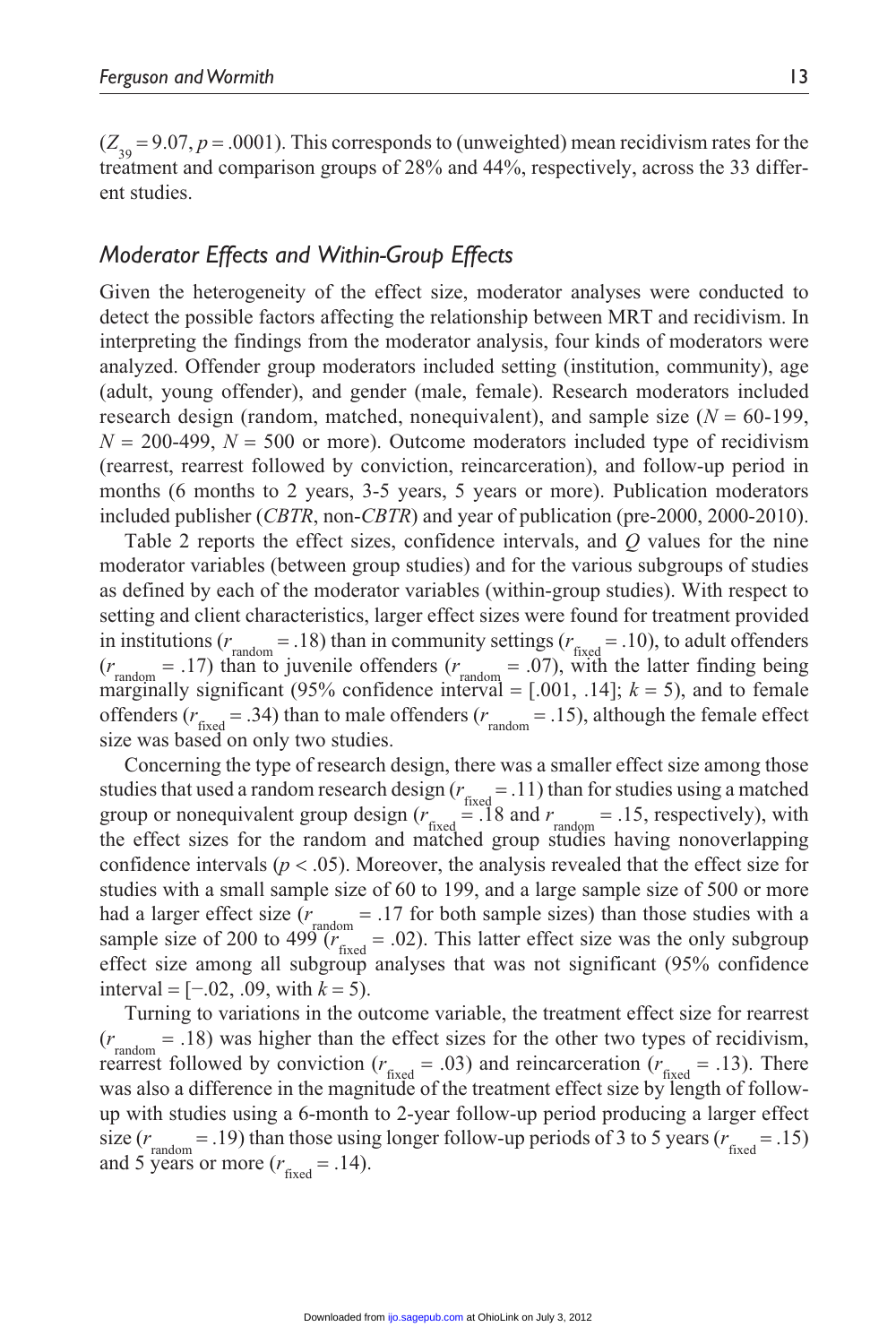($Z_{39} = 9.07$, $p = .0001$). This corresponds to (unweighted) mean recidivism rates for the treatment and comparison groups of 28% and 44%, respectively, across the 33 different studies.

### *Moderator Effects and Within-Group Effects*

Given the heterogeneity of the effect size, moderator analyses were conducted to detect the possible factors affecting the relationship between MRT and recidivism. In interpreting the findings from the moderator analysis, four kinds of moderators were analyzed. Offender group moderators included setting (institution, community), age (adult, young offender), and gender (male, female). Research moderators included research design (random, matched, nonequivalent), and sample size ($N$ = 60-199, $N$ = 200-499, $N$ = 500 or more). Outcome moderators included type of recidivism (rearrest, rearrest followed by conviction, reincarceration), and follow-up period in months (6 months to 2 years, 3-5 years, 5 years or more). Publication moderators included publisher (*CBTR*, non-*CBTR*) and year of publication (pre-2000, 2000-2010).

Table 2 reports the effect sizes, confidence intervals, and $Q$ values for the nine moderator variables (between group studies) and for the various subgroups of studies as defined by each of the moderator variables (within-group studies). With respect to setting and client characteristics, larger effect sizes were found for treatment provided in institutions ($r_{\text{random}} = .18$) than in community settings ($r_{\text{fixed}} = .10$), to adult offenders ($r_{\text{random}} = .17$) than to juvenile offenders ($r_{\text{random}} = .07$), with the latter finding being marginally significant (95% confidence interval = [.001, .14]; $k = 5$), and to female offenders ($r_{\text{fixed}} = .34$) than to male offenders ($r_{\text{random}} = .15$), although the female effect size was based on only two studies.

Concerning the type of research design, there was a smaller effect size among those studies that used a random research design ($r_{\text{fixed}} = .11$) than for studies using a matched group or nonequivalent group design ($r_{\text{fixed}} = .18$ and $r_{\text{random}} = .15$, respectively), with the effect sizes for the random and matched group studies having nonoverlapping confidence intervals ($p < .05$). Moreover, the analysis revealed that the effect size for studies with a small sample size of 60 to 199, and a large sample size of 500 or more had a larger effect size ($r_{\text{random}} = .17$ for both sample sizes) than those studies with a sample size of 200 to 499 ($r_{\text{fixed}} = .02$). This latter effect size was the only subgroup effect size among all subgroup analyses that was not significant (95% confidence interval = [−.02, .09, with $k = 5$).

Turning to variations in the outcome variable, the treatment effect size for rearrest ($r_{\text{random}} = .18$) was higher than the effect sizes for the other two types of recidivism, rearrest followed by conviction ($r_{\text{fixed}} = .03$) and reincarceration ($r_{\text{fixed}} = .13$). There was also a difference in the magnitude of the treatment effect size by length of follow-up with studies using a 6-month to 2-year follow-up period producing a larger effect size ($r_{\text{random}} = .19$) than those using longer follow-up periods of 3 to 5 years ($r_{\text{fixed}} = .15$) and 5 years or more ($r_{\text{fixed}} = .14$).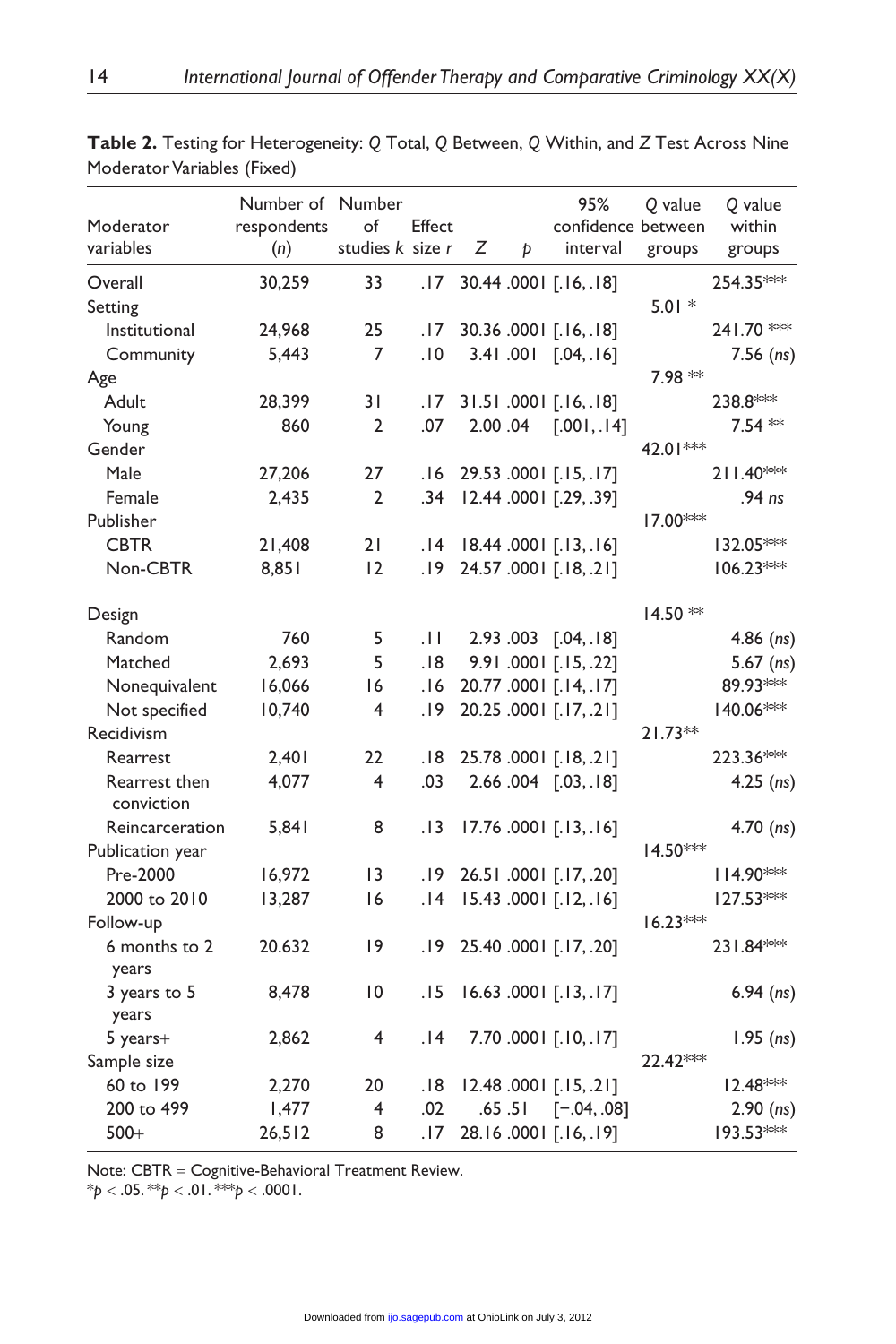**Table 2.** Testing for Heterogeneity: $Q$ Total, $Q$ Between, $Q$ Within, and $Z$ Test Across Nine Moderator Variables (Fixed)

| Moderator variables | Number of respondents ($n$) | Number of studies $k$ | Effect size $r$ | $Z$ | $p$ | 95% confidence interval | $Q$ value between groups | $Q$ value within groups |
|---|---|---|---|---|---|---|---|---|
| Overall | 30,259 | 33 | .17 | 30.44 | .0001 | [.16, .18] | | 254.35*** |
| Setting | | | | | | | 5.01 * | |
| Institutional | 24,968 | 25 | .17 | 30.36 | .0001 | [.16, .18] | | 241.70 *** |
| Community | 5,443 | 7 | .10 | 3.41 | .001 | [.04, .16] | | 7.56 (*ns*) |
| Age | | | | | | | 7.98 ** | |
| Adult | 28,399 | 31 | .17 | 31.51 | .0001 | [.16, .18] | | 238.8*** |
| Young | 860 | 2 | .07 | 2.00 | .04 | [.001, .14] | | 7.54 ** |
| Gender | | | | | | | 42.01*** | |
| Male | 27,206 | 27 | .16 | 29.53 | .0001 | [.15, .17] | | 211.40*** |
| Female | 2,435 | 2 | .34 | 12.44 | .0001 | [.29, .39] | | .94 *ns* |
| Publisher | | | | | | | 17.00*** | |
| CBTR | 21,408 | 21 | .14 | 18.44 | .0001 | [.13, .16] | | 132.05*** |
| Non-CBTR | 8,851 | 12 | .19 | 24.57 | .0001 | [.18, .21] | | 106.23*** |
| Design | | | | | | | 14.50 ** | |
| Random | 760 | 5 | .11 | 2.93 | .003 | [.04, .18] | | 4.86 (*ns*) |
| Matched | 2,693 | 5 | .18 | 9.91 | .0001 | [.15, .22] | | 5.67 (*ns*) |
| Nonequivalent | 16,066 | 16 | .16 | 20.77 | .0001 | [.14, .17] | | 89.93*** |
| Not specified | 10,740 | 4 | .19 | 20.25 | .0001 | [.17, .21] | | 140.06*** |
| Recidivism | | | | | | | 21.73** | |
| Rearrest | 2,401 | 22 | .18 | 25.78 | .0001 | [.18, .21] | | 223.36*** |
| Rearrest then conviction | 4,077 | 4 | .03 | 2.66 | .004 | [.03, .18] | | 4.25 (*ns*) |
| Reincarceration | 5,841 | 8 | .13 | 17.76 | .0001 | [.13, .16] | | 4.70 (*ns*) |
| Publication year | | | | | | | 14.50*** | |
| Pre-2000 | 16,972 | 13 | .19 | 26.51 | .0001 | [.17, .20] | | 114.90*** |
| 2000 to 2010 | 13,287 | 16 | .14 | 15.43 | .0001 | [.12, .16] | | 127.53*** |
| Follow-up | | | | | | | 16.23*** | |
| 6 months to 2 years | 20.632 | 19 | .19 | 25.40 | .0001 | [.17, .20] | | 231.84*** |
| 3 years to 5 years | 8,478 | 10 | .15 | 16.63 | .0001 | [.13, .17] | | 6.94 (*ns*) |
| 5 years+ | 2,862 | 4 | .14 | 7.70 | .0001 | [.10, .17] | | 1.95 (*ns*) |
| Sample size | | | | | | | 22.42*** | |
| 60 to 199 | 2,270 | 20 | .18 | 12.48 | .0001 | [.15, .21] | | 12.48*** |
| 200 to 499 | 1,477 | 4 | .02 | .65 | .51 | [−.04, .08] | | 2.90 (*ns*) |
| 500+ | 26,512 | 8 | .17 | 28.16 | .0001 | [.16, .19] | | 193.53*** |

Note: CBTR = Cognitive-Behavioral Treatment Review.
*$p < .05$. **$p < .01$. ***$p < .0001$.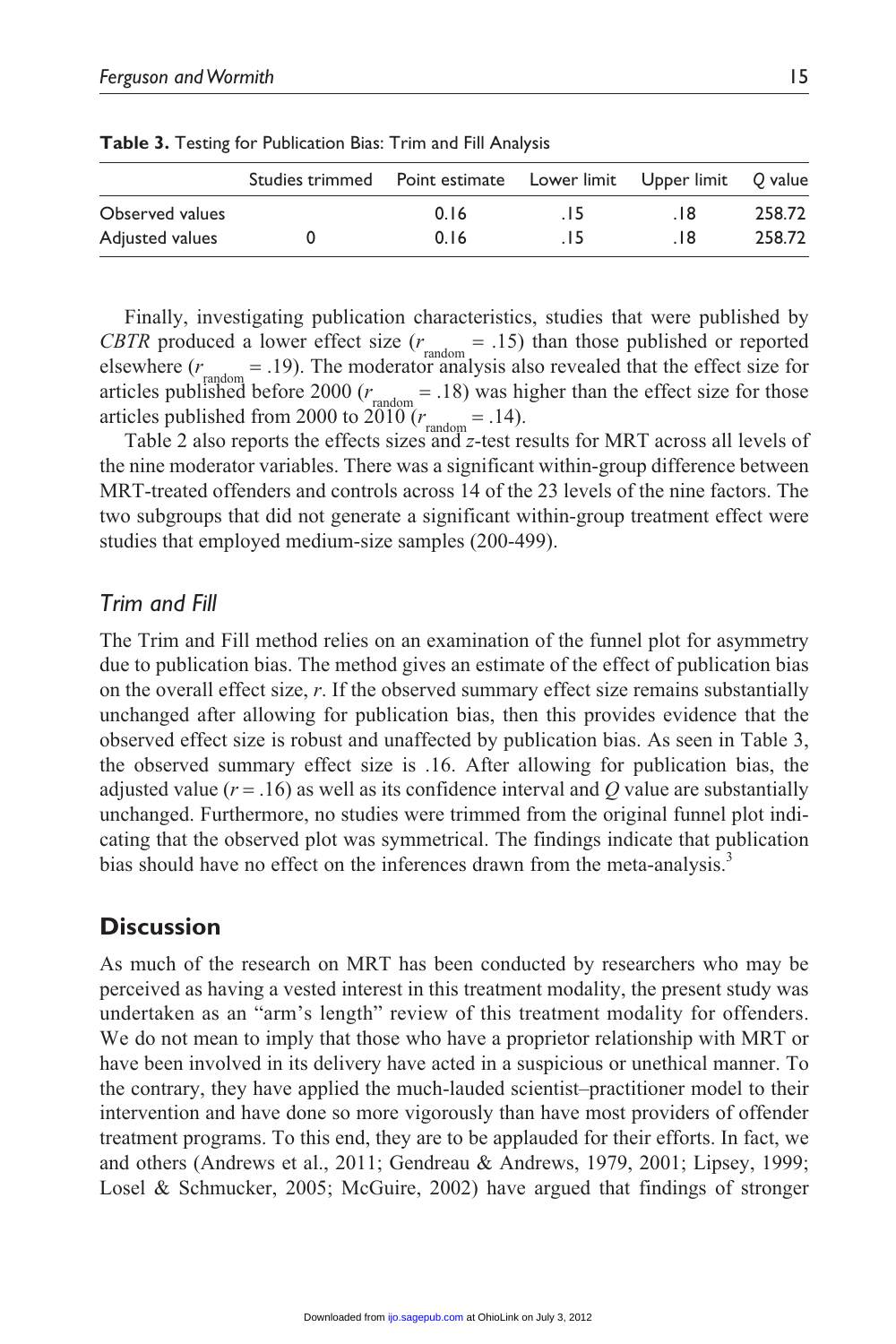**Table 3.** Testing for Publication Bias: Trim and Fill Analysis

| | Studies trimmed | Point estimate | Lower limit | Upper limit | *Q* value |
|---|---|---|---|---|---|
| Observed values | | 0.16 | .15 | .18 | 258.72 |
| Adjusted values | 0 | 0.16 | .15 | .18 | 258.72 |

Finally, investigating publication characteristics, studies that were published by *CBTR* produced a lower effect size ($r_{\text{random}} = .15$) than those published or reported elsewhere ($r_{\text{random}} = .19$). The moderator analysis also revealed that the effect size for articles published before 2000 ($r_{\text{random}} = .18$) was higher than the effect size for those articles published from 2000 to 2010 ($r_{\text{random}} = .14$).

Table 2 also reports the effects sizes and *z*-test results for MRT across all levels of the nine moderator variables. There was a significant within-group difference between MRT-treated offenders and controls across 14 of the 23 levels of the nine factors. The two subgroups that did not generate a significant within-group treatment effect were studies that employed medium-size samples (200-499).

## *Trim and Fill*

The Trim and Fill method relies on an examination of the funnel plot for asymmetry due to publication bias. The method gives an estimate of the effect of publication bias on the overall effect size, *r*. If the observed summary effect size remains substantially unchanged after allowing for publication bias, then this provides evidence that the observed effect size is robust and unaffected by publication bias. As seen in Table 3, the observed summary effect size is .16. After allowing for publication bias, the adjusted value ($r = .16$) as well as its confidence interval and *Q* value are substantially unchanged. Furthermore, no studies were trimmed from the original funnel plot indicating that the observed plot was symmetrical. The findings indicate that publication bias should have no effect on the inferences drawn from the meta-analysis.[3]

# Discussion

As much of the research on MRT has been conducted by researchers who may be perceived as having a vested interest in this treatment modality, the present study was undertaken as an "arm's length" review of this treatment modality for offenders. We do not mean to imply that those who have a proprietor relationship with MRT or have been involved in its delivery have acted in a suspicious or unethical manner. To the contrary, they have applied the much-lauded scientist–practitioner model to their intervention and have done so more vigorously than have most providers of offender treatment programs. To this end, they are to be applauded for their efforts. In fact, we and others (Andrews et al., 2011; Gendreau & Andrews, 1979, 2001; Lipsey, 1999; Losel & Schmucker, 2005; McGuire, 2002) have argued that findings of stronger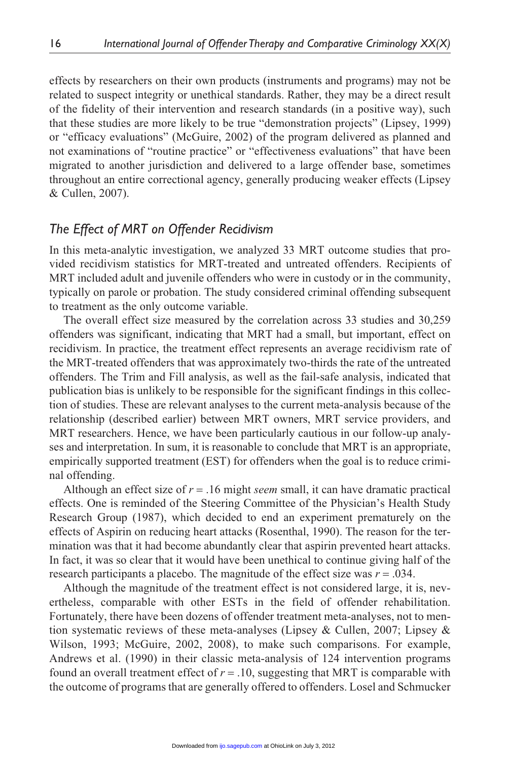effects by researchers on their own products (instruments and programs) may not be related to suspect integrity or unethical standards. Rather, they may be a direct result of the fidelity of their intervention and research standards (in a positive way), such that these studies are more likely to be true "demonstration projects" (Lipsey, 1999) or "efficacy evaluations" (McGuire, 2002) of the program delivered as planned and not examinations of "routine practice" or "effectiveness evaluations" that have been migrated to another jurisdiction and delivered to a large offender base, sometimes throughout an entire correctional agency, generally producing weaker effects (Lipsey & Cullen, 2007).

### *The Effect of MRT on Offender Recidivism*

In this meta-analytic investigation, we analyzed 33 MRT outcome studies that provided recidivism statistics for MRT-treated and untreated offenders. Recipients of MRT included adult and juvenile offenders who were in custody or in the community, typically on parole or probation. The study considered criminal offending subsequent to treatment as the only outcome variable.

The overall effect size measured by the correlation across 33 studies and 30,259 offenders was significant, indicating that MRT had a small, but important, effect on recidivism. In practice, the treatment effect represents an average recidivism rate of the MRT-treated offenders that was approximately two-thirds the rate of the untreated offenders. The Trim and Fill analysis, as well as the fail-safe analysis, indicated that publication bias is unlikely to be responsible for the significant findings in this collection of studies. These are relevant analyses to the current meta-analysis because of the relationship (described earlier) between MRT owners, MRT service providers, and MRT researchers. Hence, we have been particularly cautious in our follow-up analyses and interpretation. In sum, it is reasonable to conclude that MRT is an appropriate, empirically supported treatment (EST) for offenders when the goal is to reduce criminal offending.

Although an effect size of $r = .16$ might *seem* small, it can have dramatic practical effects. One is reminded of the Steering Committee of the Physician's Health Study Research Group (1987), which decided to end an experiment prematurely on the effects of Aspirin on reducing heart attacks (Rosenthal, 1990). The reason for the termination was that it had become abundantly clear that aspirin prevented heart attacks. In fact, it was so clear that it would have been unethical to continue giving half of the research participants a placebo. The magnitude of the effect size was $r = .034$.

Although the magnitude of the treatment effect is not considered large, it is, nevertheless, comparable with other ESTs in the field of offender rehabilitation. Fortunately, there have been dozens of offender treatment meta-analyses, not to mention systematic reviews of these meta-analyses (Lipsey & Cullen, 2007; Lipsey & Wilson, 1993; McGuire, 2002, 2008), to make such comparisons. For example, Andrews et al. (1990) in their classic meta-analysis of 124 intervention programs found an overall treatment effect of $r = .10$, suggesting that MRT is comparable with the outcome of programs that are generally offered to offenders. Losel and Schmucker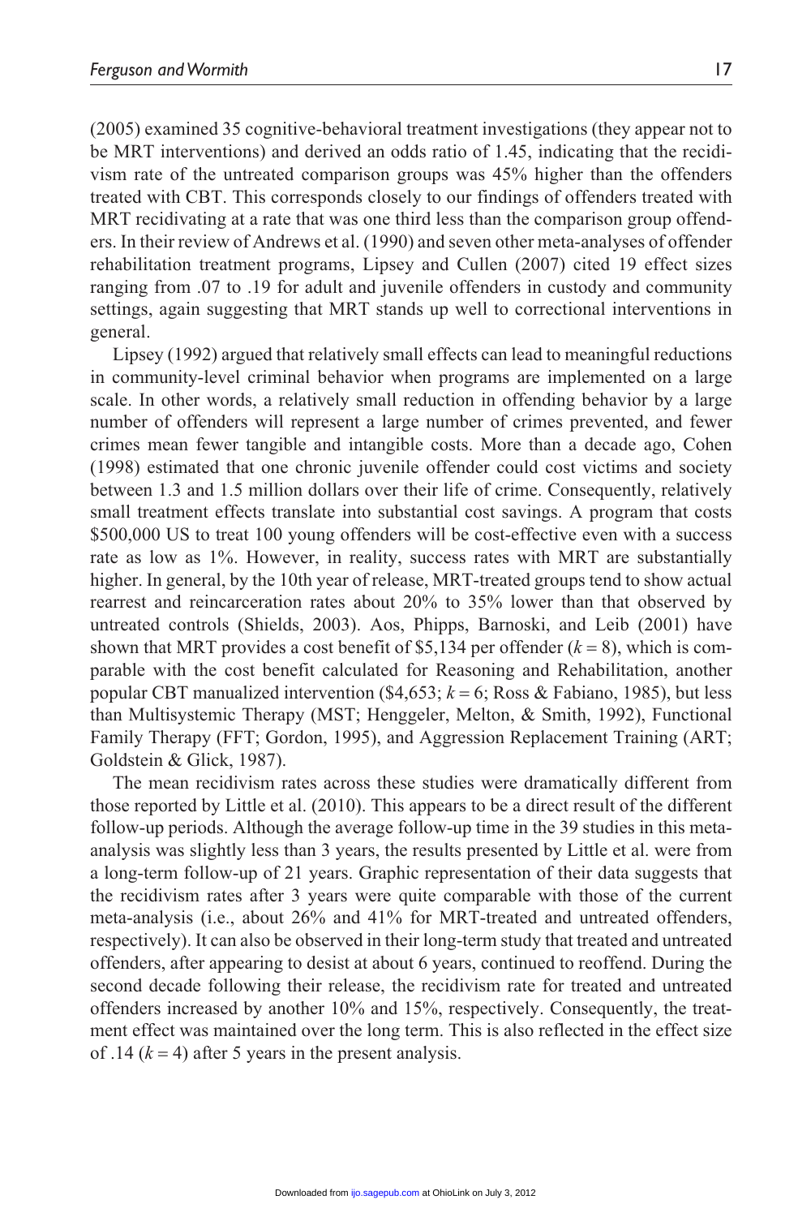(2005) examined 35 cognitive-behavioral treatment investigations (they appear not to be MRT interventions) and derived an odds ratio of 1.45, indicating that the recidivism rate of the untreated comparison groups was 45% higher than the offenders treated with CBT. This corresponds closely to our findings of offenders treated with MRT recidivating at a rate that was one third less than the comparison group offenders. In their review of Andrews et al. (1990) and seven other meta-analyses of offender rehabilitation treatment programs, Lipsey and Cullen (2007) cited 19 effect sizes ranging from .07 to .19 for adult and juvenile offenders in custody and community settings, again suggesting that MRT stands up well to correctional interventions in general.

Lipsey (1992) argued that relatively small effects can lead to meaningful reductions in community-level criminal behavior when programs are implemented on a large scale. In other words, a relatively small reduction in offending behavior by a large number of offenders will represent a large number of crimes prevented, and fewer crimes mean fewer tangible and intangible costs. More than a decade ago, Cohen (1998) estimated that one chronic juvenile offender could cost victims and society between 1.3 and 1.5 million dollars over their life of crime. Consequently, relatively small treatment effects translate into substantial cost savings. A program that costs \$500,000 US to treat 100 young offenders will be cost-effective even with a success rate as low as 1%. However, in reality, success rates with MRT are substantially higher. In general, by the 10th year of release, MRT-treated groups tend to show actual rearrest and reincarceration rates about 20% to 35% lower than that observed by untreated controls (Shields, 2003). Aos, Phipps, Barnoski, and Leib (2001) have shown that MRT provides a cost benefit of \$5,134 per offender ($k = 8$), which is comparable with the cost benefit calculated for Reasoning and Rehabilitation, another popular CBT manualized intervention (\$4,653; $k = 6$; Ross & Fabiano, 1985), but less than Multisystemic Therapy (MST; Henggeler, Melton, & Smith, 1992), Functional Family Therapy (FFT; Gordon, 1995), and Aggression Replacement Training (ART; Goldstein & Glick, 1987).

The mean recidivism rates across these studies were dramatically different from those reported by Little et al. (2010). This appears to be a direct result of the different follow-up periods. Although the average follow-up time in the 39 studies in this meta-analysis was slightly less than 3 years, the results presented by Little et al. were from a long-term follow-up of 21 years. Graphic representation of their data suggests that the recidivism rates after 3 years were quite comparable with those of the current meta-analysis (i.e., about 26% and 41% for MRT-treated and untreated offenders, respectively). It can also be observed in their long-term study that treated and untreated offenders, after appearing to desist at about 6 years, continued to reoffend. During the second decade following their release, the recidivism rate for treated and untreated offenders increased by another 10% and 15%, respectively. Consequently, the treatment effect was maintained over the long term. This is also reflected in the effect size of .14 ($k = 4$) after 5 years in the present analysis.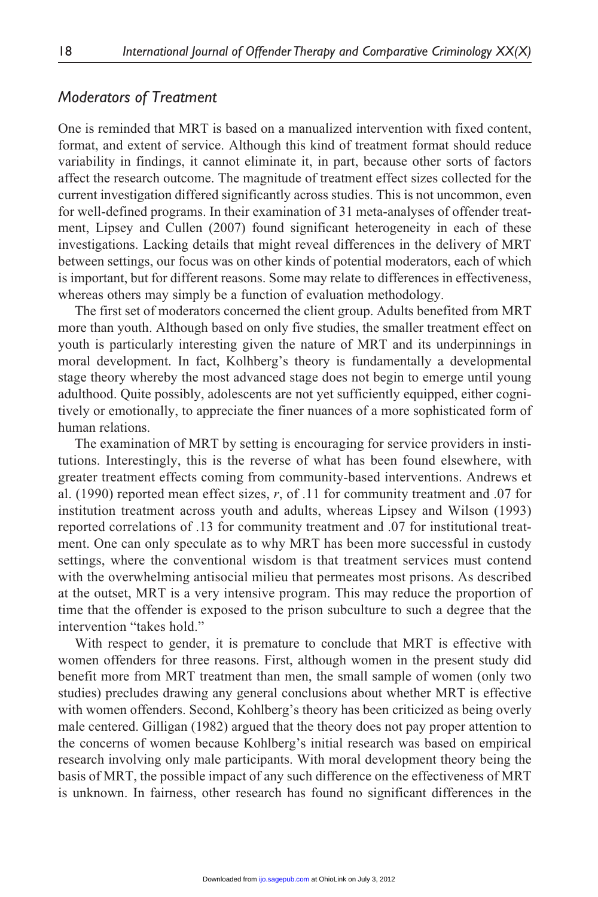### *Moderators of Treatment*

One is reminded that MRT is based on a manualized intervention with fixed content, format, and extent of service. Although this kind of treatment format should reduce variability in findings, it cannot eliminate it, in part, because other sorts of factors affect the research outcome. The magnitude of treatment effect sizes collected for the current investigation differed significantly across studies. This is not uncommon, even for well-defined programs. In their examination of 31 meta-analyses of offender treatment, Lipsey and Cullen (2007) found significant heterogeneity in each of these investigations. Lacking details that might reveal differences in the delivery of MRT between settings, our focus was on other kinds of potential moderators, each of which is important, but for different reasons. Some may relate to differences in effectiveness, whereas others may simply be a function of evaluation methodology.

The first set of moderators concerned the client group. Adults benefited from MRT more than youth. Although based on only five studies, the smaller treatment effect on youth is particularly interesting given the nature of MRT and its underpinnings in moral development. In fact, Kolhberg's theory is fundamentally a developmental stage theory whereby the most advanced stage does not begin to emerge until young adulthood. Quite possibly, adolescents are not yet sufficiently equipped, either cognitively or emotionally, to appreciate the finer nuances of a more sophisticated form of human relations.

The examination of MRT by setting is encouraging for service providers in institutions. Interestingly, this is the reverse of what has been found elsewhere, with greater treatment effects coming from community-based interventions. Andrews et al. (1990) reported mean effect sizes, *r*, of .11 for community treatment and .07 for institution treatment across youth and adults, whereas Lipsey and Wilson (1993) reported correlations of .13 for community treatment and .07 for institutional treatment. One can only speculate as to why MRT has been more successful in custody settings, where the conventional wisdom is that treatment services must contend with the overwhelming antisocial milieu that permeates most prisons. As described at the outset, MRT is a very intensive program. This may reduce the proportion of time that the offender is exposed to the prison subculture to such a degree that the intervention "takes hold."

With respect to gender, it is premature to conclude that MRT is effective with women offenders for three reasons. First, although women in the present study did benefit more from MRT treatment than men, the small sample of women (only two studies) precludes drawing any general conclusions about whether MRT is effective with women offenders. Second, Kohlberg's theory has been criticized as being overly male centered. Gilligan (1982) argued that the theory does not pay proper attention to the concerns of women because Kohlberg's initial research was based on empirical research involving only male participants. With moral development theory being the basis of MRT, the possible impact of any such difference on the effectiveness of MRT is unknown. In fairness, other research has found no significant differences in the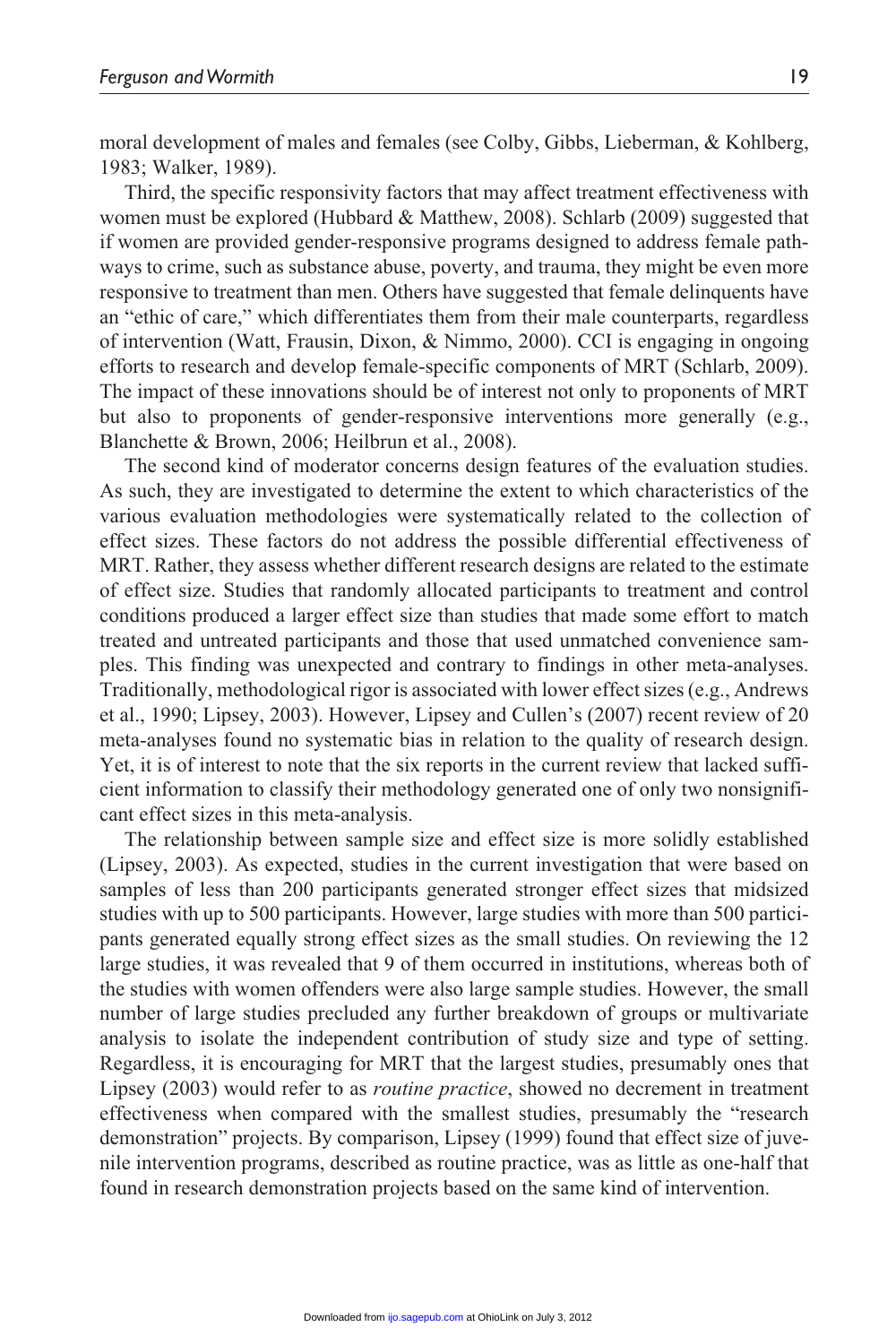moral development of males and females (see Colby, Gibbs, Lieberman, & Kohlberg, 1983; Walker, 1989).

Third, the specific responsivity factors that may affect treatment effectiveness with women must be explored (Hubbard & Matthew, 2008). Schlarb (2009) suggested that if women are provided gender-responsive programs designed to address female pathways to crime, such as substance abuse, poverty, and trauma, they might be even more responsive to treatment than men. Others have suggested that female delinquents have an "ethic of care," which differentiates them from their male counterparts, regardless of intervention (Watt, Frausin, Dixon, & Nimmo, 2000). CCI is engaging in ongoing efforts to research and develop female-specific components of MRT (Schlarb, 2009). The impact of these innovations should be of interest not only to proponents of MRT but also to proponents of gender-responsive interventions more generally (e.g., Blanchette & Brown, 2006; Heilbrun et al., 2008).

The second kind of moderator concerns design features of the evaluation studies. As such, they are investigated to determine the extent to which characteristics of the various evaluation methodologies were systematically related to the collection of effect sizes. These factors do not address the possible differential effectiveness of MRT. Rather, they assess whether different research designs are related to the estimate of effect size. Studies that randomly allocated participants to treatment and control conditions produced a larger effect size than studies that made some effort to match treated and untreated participants and those that used unmatched convenience samples. This finding was unexpected and contrary to findings in other meta-analyses. Traditionally, methodological rigor is associated with lower effect sizes (e.g., Andrews et al., 1990; Lipsey, 2003). However, Lipsey and Cullen's (2007) recent review of 20 meta-analyses found no systematic bias in relation to the quality of research design. Yet, it is of interest to note that the six reports in the current review that lacked sufficient information to classify their methodology generated one of only two nonsignificant effect sizes in this meta-analysis.

The relationship between sample size and effect size is more solidly established (Lipsey, 2003). As expected, studies in the current investigation that were based on samples of less than 200 participants generated stronger effect sizes that midsized studies with up to 500 participants. However, large studies with more than 500 participants generated equally strong effect sizes as the small studies. On reviewing the 12 large studies, it was revealed that 9 of them occurred in institutions, whereas both of the studies with women offenders were also large sample studies. However, the small number of large studies precluded any further breakdown of groups or multivariate analysis to isolate the independent contribution of study size and type of setting. Regardless, it is encouraging for MRT that the largest studies, presumably ones that Lipsey (2003) would refer to as *routine practice*, showed no decrement in treatment effectiveness when compared with the smallest studies, presumably the "research demonstration" projects. By comparison, Lipsey (1999) found that effect size of juvenile intervention programs, described as routine practice, was as little as one-half that found in research demonstration projects based on the same kind of intervention.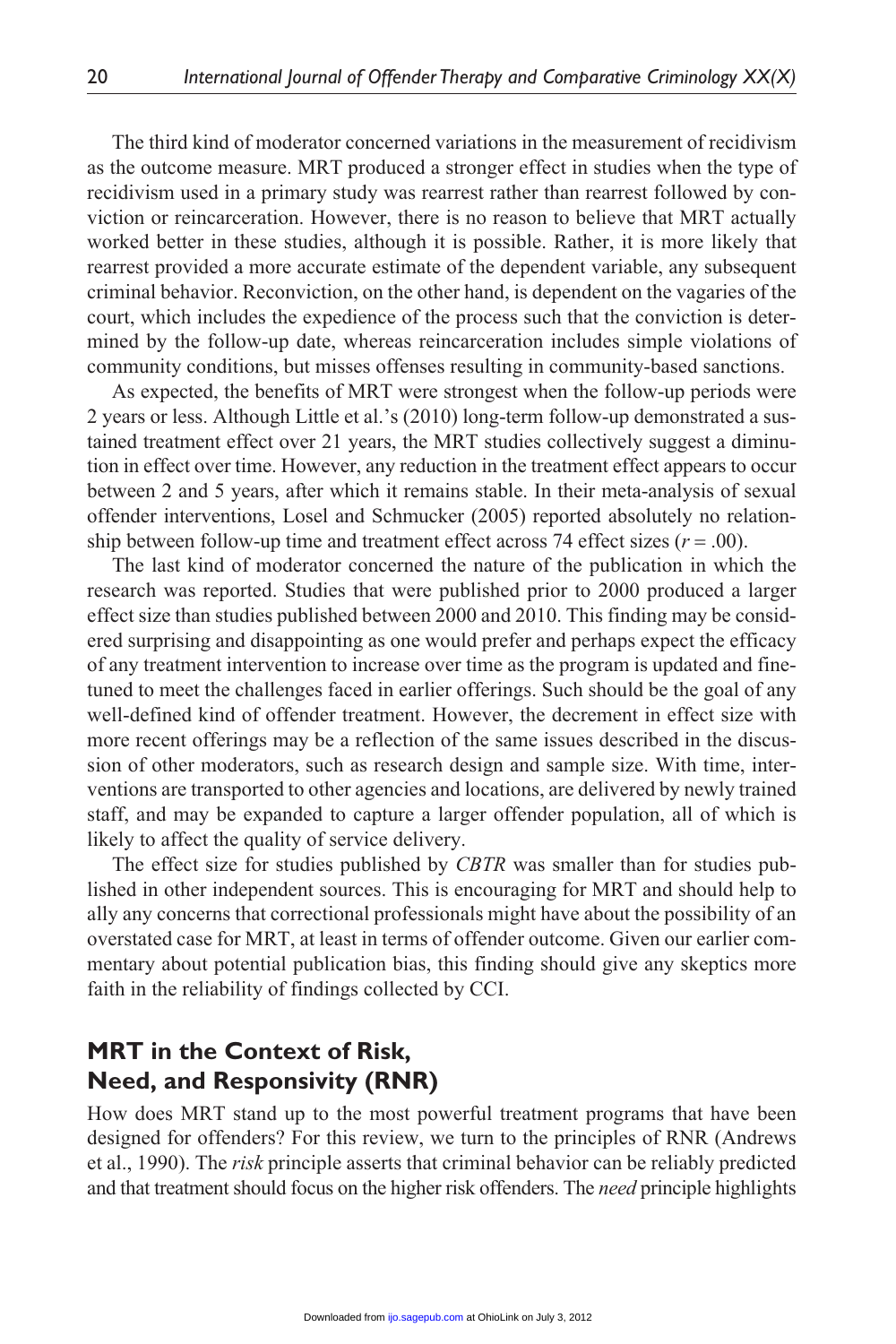The third kind of moderator concerned variations in the measurement of recidivism as the outcome measure. MRT produced a stronger effect in studies when the type of recidivism used in a primary study was rearrest rather than rearrest followed by conviction or reincarceration. However, there is no reason to believe that MRT actually worked better in these studies, although it is possible. Rather, it is more likely that rearrest provided a more accurate estimate of the dependent variable, any subsequent criminal behavior. Reconviction, on the other hand, is dependent on the vagaries of the court, which includes the expedience of the process such that the conviction is determined by the follow-up date, whereas reincarceration includes simple violations of community conditions, but misses offenses resulting in community-based sanctions.

As expected, the benefits of MRT were strongest when the follow-up periods were 2 years or less. Although Little et al.'s (2010) long-term follow-up demonstrated a sustained treatment effect over 21 years, the MRT studies collectively suggest a diminution in effect over time. However, any reduction in the treatment effect appears to occur between 2 and 5 years, after which it remains stable. In their meta-analysis of sexual offender interventions, Losel and Schmucker (2005) reported absolutely no relationship between follow-up time and treatment effect across 74 effect sizes ($r = .00$).

The last kind of moderator concerned the nature of the publication in which the research was reported. Studies that were published prior to 2000 produced a larger effect size than studies published between 2000 and 2010. This finding may be considered surprising and disappointing as one would prefer and perhaps expect the efficacy of any treatment intervention to increase over time as the program is updated and fine-tuned to meet the challenges faced in earlier offerings. Such should be the goal of any well-defined kind of offender treatment. However, the decrement in effect size with more recent offerings may be a reflection of the same issues described in the discussion of other moderators, such as research design and sample size. With time, interventions are transported to other agencies and locations, are delivered by newly trained staff, and may be expanded to capture a larger offender population, all of which is likely to affect the quality of service delivery.

The effect size for studies published by *CBTR* was smaller than for studies published in other independent sources. This is encouraging for MRT and should help to ally any concerns that correctional professionals might have about the possibility of an overstated case for MRT, at least in terms of offender outcome. Given our earlier commentary about potential publication bias, this finding should give any skeptics more faith in the reliability of findings collected by CCI.

## MRT in the Context of Risk, Need, and Responsivity (RNR)

How does MRT stand up to the most powerful treatment programs that have been designed for offenders? For this review, we turn to the principles of RNR (Andrews et al., 1990). The *risk* principle asserts that criminal behavior can be reliably predicted and that treatment should focus on the higher risk offenders. The *need* principle highlights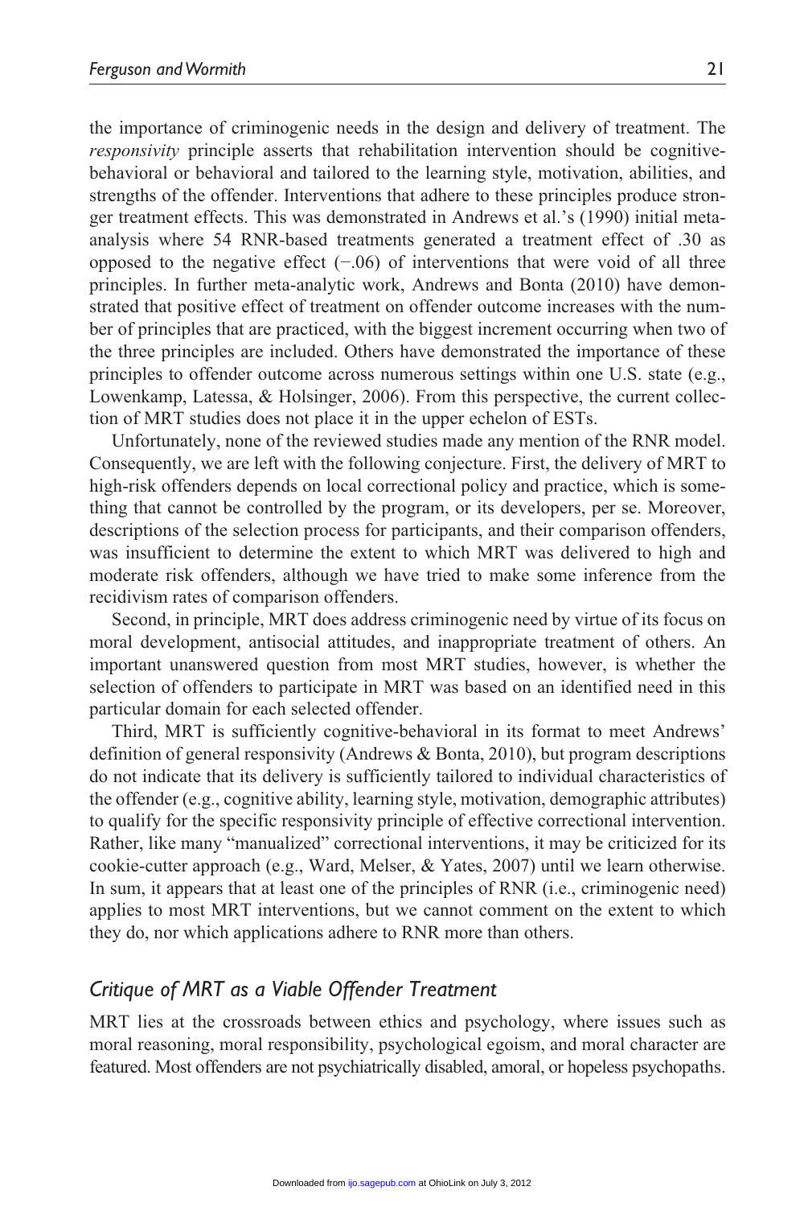the importance of criminogenic needs in the design and delivery of treatment. The *responsivity* principle asserts that rehabilitation intervention should be cognitive-behavioral or behavioral and tailored to the learning style, motivation, abilities, and strengths of the offender. Interventions that adhere to these principles produce stronger treatment effects. This was demonstrated in Andrews et al.'s (1990) initial meta-analysis where 54 RNR-based treatments generated a treatment effect of .30 as opposed to the negative effect (−.06) of interventions that were void of all three principles. In further meta-analytic work, Andrews and Bonta (2010) have demonstrated that positive effect of treatment on offender outcome increases with the number of principles that are practiced, with the biggest increment occurring when two of the three principles are included. Others have demonstrated the importance of these principles to offender outcome across numerous settings within one U.S. state (e.g., Lowenkamp, Latessa, & Holsinger, 2006). From this perspective, the current collection of MRT studies does not place it in the upper echelon of ESTs.

Unfortunately, none of the reviewed studies made any mention of the RNR model. Consequently, we are left with the following conjecture. First, the delivery of MRT to high-risk offenders depends on local correctional policy and practice, which is something that cannot be controlled by the program, or its developers, per se. Moreover, descriptions of the selection process for participants, and their comparison offenders, was insufficient to determine the extent to which MRT was delivered to high and moderate risk offenders, although we have tried to make some inference from the recidivism rates of comparison offenders.

Second, in principle, MRT does address criminogenic need by virtue of its focus on moral development, antisocial attitudes, and inappropriate treatment of others. An important unanswered question from most MRT studies, however, is whether the selection of offenders to participate in MRT was based on an identified need in this particular domain for each selected offender.

Third, MRT is sufficiently cognitive-behavioral in its format to meet Andrews' definition of general responsivity (Andrews & Bonta, 2010), but program descriptions do not indicate that its delivery is sufficiently tailored to individual characteristics of the offender (e.g., cognitive ability, learning style, motivation, demographic attributes) to qualify for the specific responsivity principle of effective correctional intervention. Rather, like many "manualized" correctional interventions, it may be criticized for its cookie-cutter approach (e.g., Ward, Melser, & Yates, 2007) until we learn otherwise. In sum, it appears that at least one of the principles of RNR (i.e., criminogenic need) applies to most MRT interventions, but we cannot comment on the extent to which they do, nor which applications adhere to RNR more than others.

## *Critique of MRT as a Viable Offender Treatment*

MRT lies at the crossroads between ethics and psychology, where issues such as moral reasoning, moral responsibility, psychological egoism, and moral character are featured. Most offenders are not psychiatrically disabled, amoral, or hopeless psychopaths.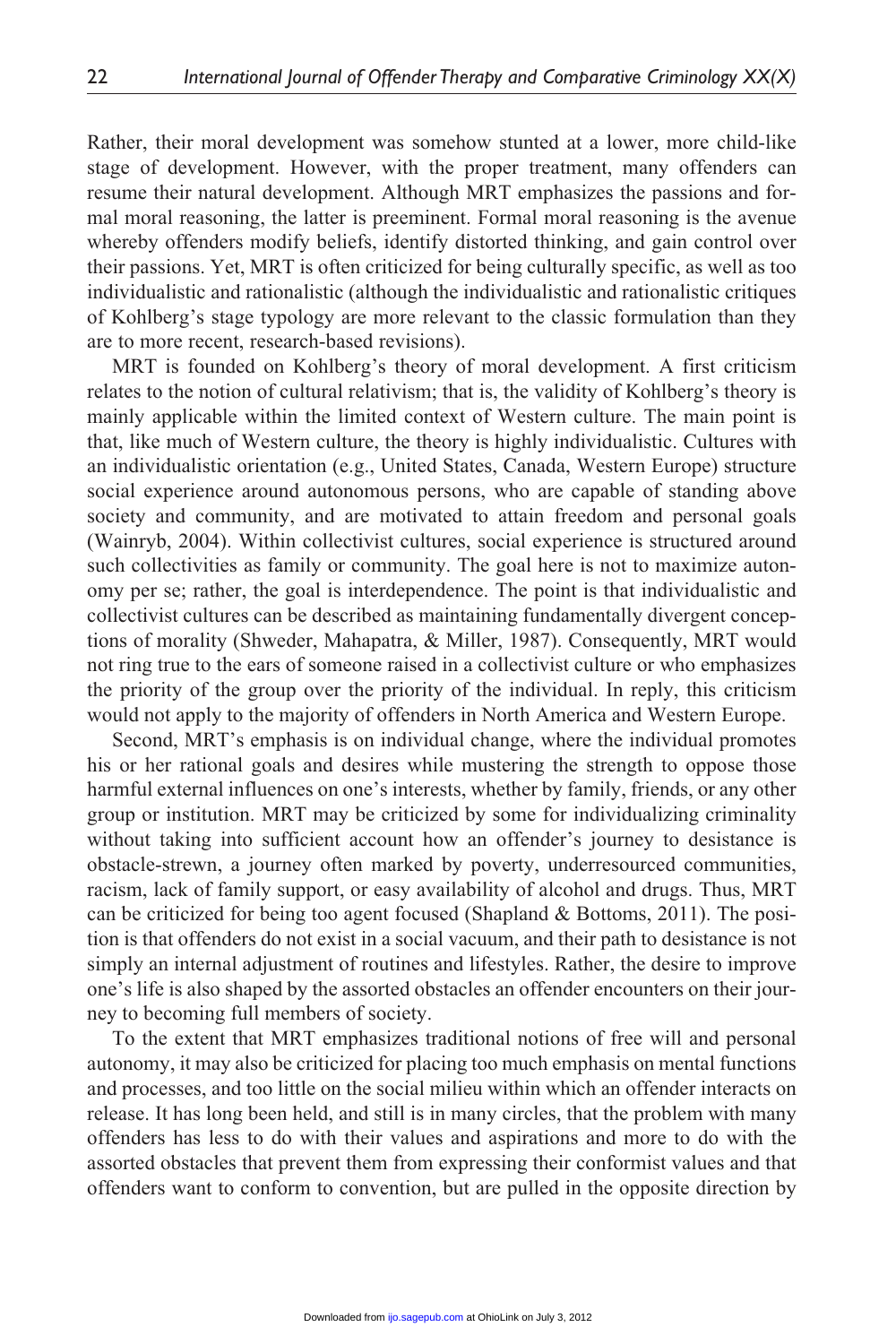Rather, their moral development was somehow stunted at a lower, more child-like stage of development. However, with the proper treatment, many offenders can resume their natural development. Although MRT emphasizes the passions and formal moral reasoning, the latter is preeminent. Formal moral reasoning is the avenue whereby offenders modify beliefs, identify distorted thinking, and gain control over their passions. Yet, MRT is often criticized for being culturally specific, as well as too individualistic and rationalistic (although the individualistic and rationalistic critiques of Kohlberg's stage typology are more relevant to the classic formulation than they are to more recent, research-based revisions).

MRT is founded on Kohlberg's theory of moral development. A first criticism relates to the notion of cultural relativism; that is, the validity of Kohlberg's theory is mainly applicable within the limited context of Western culture. The main point is that, like much of Western culture, the theory is highly individualistic. Cultures with an individualistic orientation (e.g., United States, Canada, Western Europe) structure social experience around autonomous persons, who are capable of standing above society and community, and are motivated to attain freedom and personal goals (Wainryb, 2004). Within collectivist cultures, social experience is structured around such collectivities as family or community. The goal here is not to maximize autonomy per se; rather, the goal is interdependence. The point is that individualistic and collectivist cultures can be described as maintaining fundamentally divergent conceptions of morality (Shweder, Mahapatra, & Miller, 1987). Consequently, MRT would not ring true to the ears of someone raised in a collectivist culture or who emphasizes the priority of the group over the priority of the individual. In reply, this criticism would not apply to the majority of offenders in North America and Western Europe.

Second, MRT's emphasis is on individual change, where the individual promotes his or her rational goals and desires while mustering the strength to oppose those harmful external influences on one's interests, whether by family, friends, or any other group or institution. MRT may be criticized by some for individualizing criminality without taking into sufficient account how an offender's journey to desistance is obstacle-strewn, a journey often marked by poverty, underresourced communities, racism, lack of family support, or easy availability of alcohol and drugs. Thus, MRT can be criticized for being too agent focused (Shapland & Bottoms, 2011). The position is that offenders do not exist in a social vacuum, and their path to desistance is not simply an internal adjustment of routines and lifestyles. Rather, the desire to improve one's life is also shaped by the assorted obstacles an offender encounters on their journey to becoming full members of society.

To the extent that MRT emphasizes traditional notions of free will and personal autonomy, it may also be criticized for placing too much emphasis on mental functions and processes, and too little on the social milieu within which an offender interacts on release. It has long been held, and still is in many circles, that the problem with many offenders has less to do with their values and aspirations and more to do with the assorted obstacles that prevent them from expressing their conformist values and that offenders want to conform to convention, but are pulled in the opposite direction by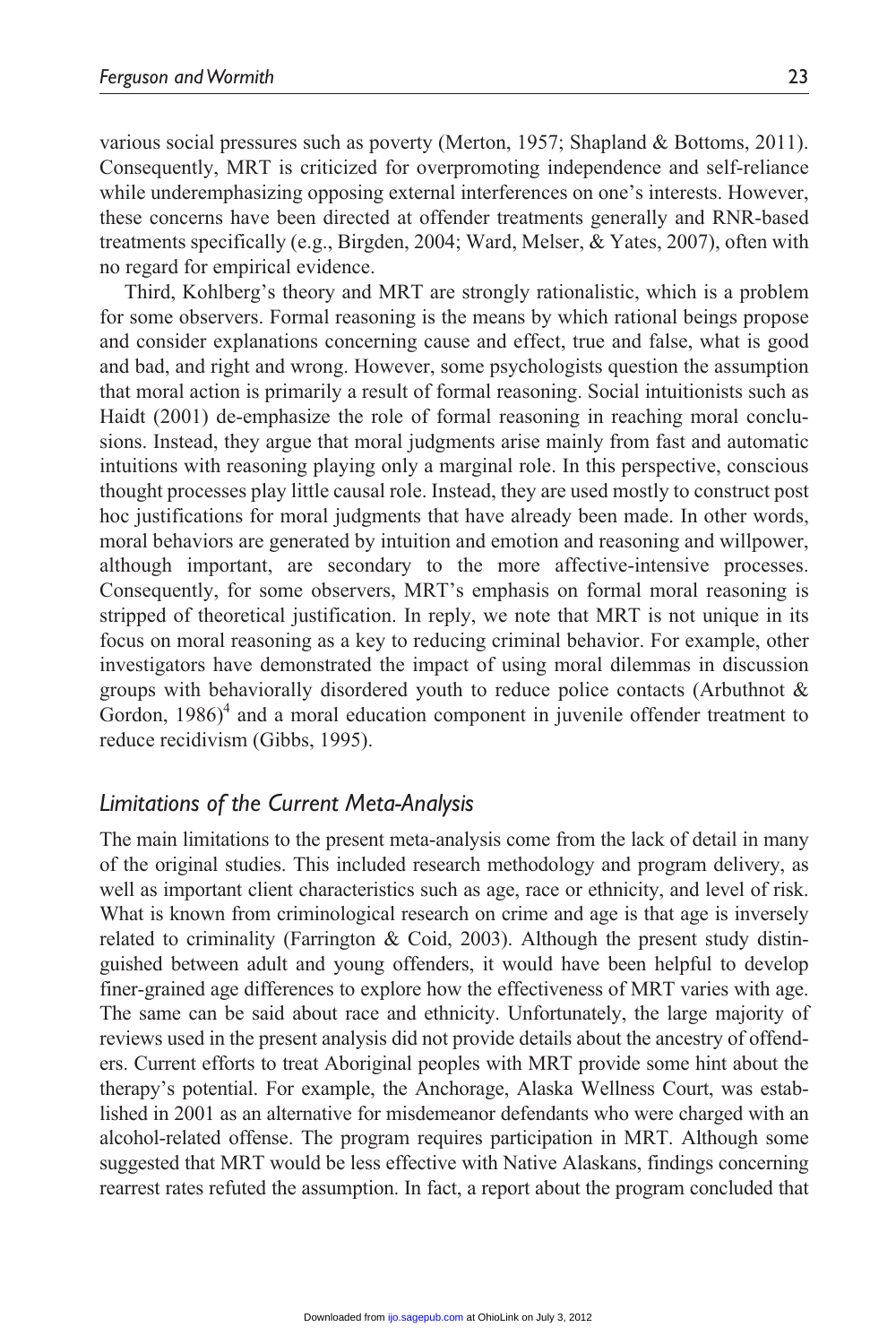various social pressures such as poverty (Merton, 1957; Shapland & Bottoms, 2011). Consequently, MRT is criticized for overpromoting independence and self-reliance while underemphasizing opposing external interferences on one's interests. However, these concerns have been directed at offender treatments generally and RNR-based treatments specifically (e.g., Birgden, 2004; Ward, Melser, & Yates, 2007), often with no regard for empirical evidence.

Third, Kohlberg's theory and MRT are strongly rationalistic, which is a problem for some observers. Formal reasoning is the means by which rational beings propose and consider explanations concerning cause and effect, true and false, what is good and bad, and right and wrong. However, some psychologists question the assumption that moral action is primarily a result of formal reasoning. Social intuitionists such as Haidt (2001) de-emphasize the role of formal reasoning in reaching moral conclusions. Instead, they argue that moral judgments arise mainly from fast and automatic intuitions with reasoning playing only a marginal role. In this perspective, conscious thought processes play little causal role. Instead, they are used mostly to construct post hoc justifications for moral judgments that have already been made. In other words, moral behaviors are generated by intuition and emotion and reasoning and willpower, although important, are secondary to the more affective-intensive processes. Consequently, for some observers, MRT's emphasis on formal moral reasoning is stripped of theoretical justification. In reply, we note that MRT is not unique in its focus on moral reasoning as a key to reducing criminal behavior. For example, other investigators have demonstrated the impact of using moral dilemmas in discussion groups with behaviorally disordered youth to reduce police contacts (Arbuthnot & Gordon, 1986)[4] and a moral education component in juvenile offender treatment to reduce recidivism (Gibbs, 1995).

## *Limitations of the Current Meta-Analysis*

The main limitations to the present meta-analysis come from the lack of detail in many of the original studies. This included research methodology and program delivery, as well as important client characteristics such as age, race or ethnicity, and level of risk. What is known from criminological research on crime and age is that age is inversely related to criminality (Farrington & Coid, 2003). Although the present study distinguished between adult and young offenders, it would have been helpful to develop finer-grained age differences to explore how the effectiveness of MRT varies with age. The same can be said about race and ethnicity. Unfortunately, the large majority of reviews used in the present analysis did not provide details about the ancestry of offenders. Current efforts to treat Aboriginal peoples with MRT provide some hint about the therapy's potential. For example, the Anchorage, Alaska Wellness Court, was established in 2001 as an alternative for misdemeanor defendants who were charged with an alcohol-related offense. The program requires participation in MRT. Although some suggested that MRT would be less effective with Native Alaskans, findings concerning rearrest rates refuted the assumption. In fact, a report about the program concluded that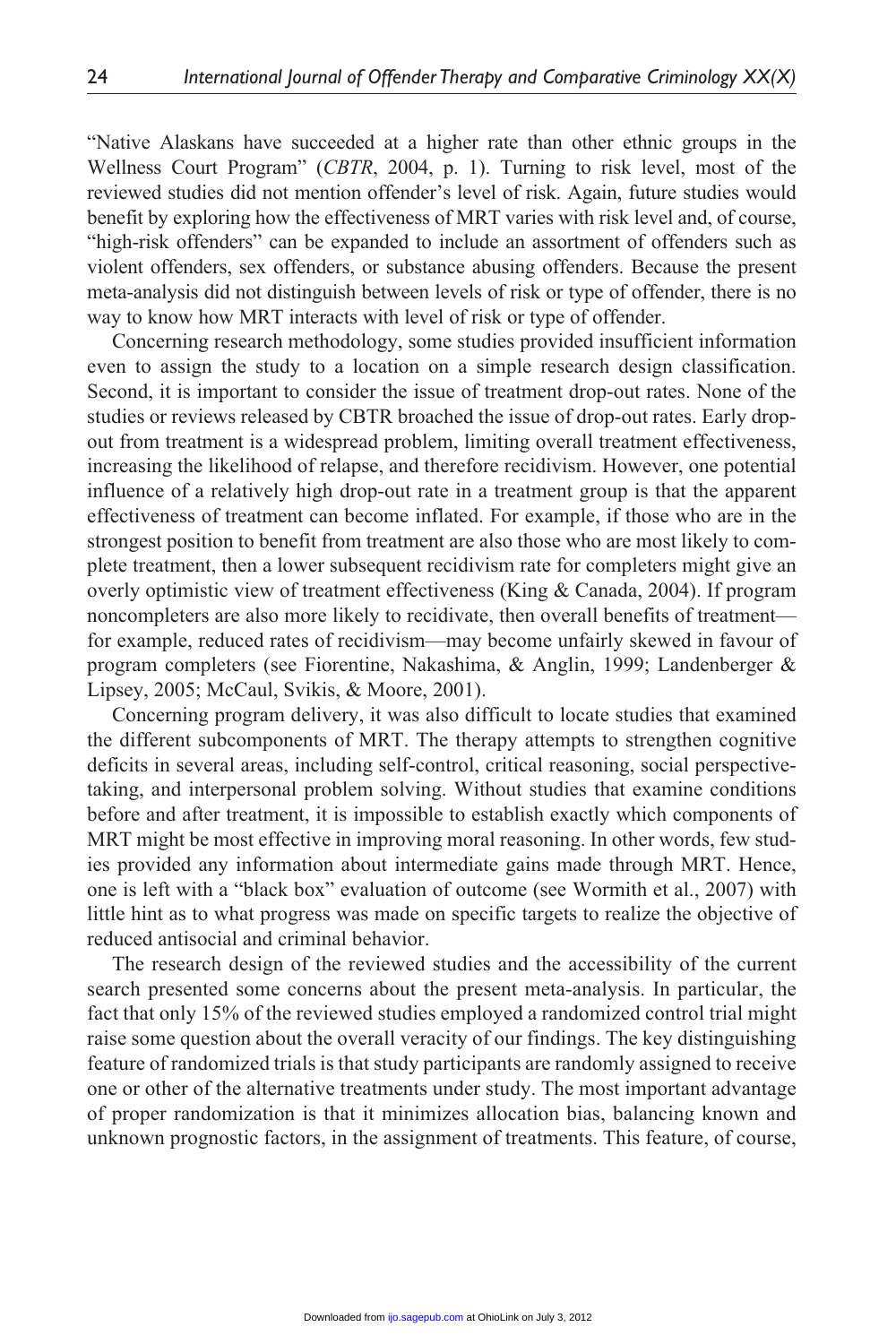"Native Alaskans have succeeded at a higher rate than other ethnic groups in the Wellness Court Program" (*CBTR*, 2004, p. 1). Turning to risk level, most of the reviewed studies did not mention offender's level of risk. Again, future studies would benefit by exploring how the effectiveness of MRT varies with risk level and, of course, "high-risk offenders" can be expanded to include an assortment of offenders such as violent offenders, sex offenders, or substance abusing offenders. Because the present meta-analysis did not distinguish between levels of risk or type of offender, there is no way to know how MRT interacts with level of risk or type of offender.

Concerning research methodology, some studies provided insufficient information even to assign the study to a location on a simple research design classification. Second, it is important to consider the issue of treatment drop-out rates. None of the studies or reviews released by CBTR broached the issue of drop-out rates. Early drop-out from treatment is a widespread problem, limiting overall treatment effectiveness, increasing the likelihood of relapse, and therefore recidivism. However, one potential influence of a relatively high drop-out rate in a treatment group is that the apparent effectiveness of treatment can become inflated. For example, if those who are in the strongest position to benefit from treatment are also those who are most likely to complete treatment, then a lower subsequent recidivism rate for completers might give an overly optimistic view of treatment effectiveness (King & Canada, 2004). If program noncompleters are also more likely to recidivate, then overall benefits of treatment—for example, reduced rates of recidivism—may become unfairly skewed in favour of program completers (see Fiorentine, Nakashima, & Anglin, 1999; Landenberger & Lipsey, 2005; McCaul, Svikis, & Moore, 2001).

Concerning program delivery, it was also difficult to locate studies that examined the different subcomponents of MRT. The therapy attempts to strengthen cognitive deficits in several areas, including self-control, critical reasoning, social perspective-taking, and interpersonal problem solving. Without studies that examine conditions before and after treatment, it is impossible to establish exactly which components of MRT might be most effective in improving moral reasoning. In other words, few studies provided any information about intermediate gains made through MRT. Hence, one is left with a "black box" evaluation of outcome (see Wormith et al., 2007) with little hint as to what progress was made on specific targets to realize the objective of reduced antisocial and criminal behavior.

The research design of the reviewed studies and the accessibility of the current search presented some concerns about the present meta-analysis. In particular, the fact that only 15% of the reviewed studies employed a randomized control trial might raise some question about the overall veracity of our findings. The key distinguishing feature of randomized trials is that study participants are randomly assigned to receive one or other of the alternative treatments under study. The most important advantage of proper randomization is that it minimizes allocation bias, balancing known and unknown prognostic factors, in the assignment of treatments. This feature, of course,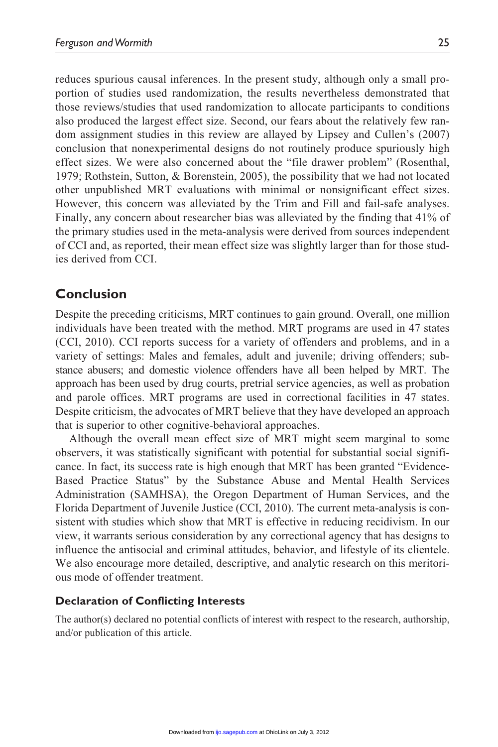reduces spurious causal inferences. In the present study, although only a small proportion of studies used randomization, the results nevertheless demonstrated that those reviews/studies that used randomization to allocate participants to conditions also produced the largest effect size. Second, our fears about the relatively few random assignment studies in this review are allayed by Lipsey and Cullen's (2007) conclusion that nonexperimental designs do not routinely produce spuriously high effect sizes. We were also concerned about the "file drawer problem" (Rosenthal, 1979; Rothstein, Sutton, & Borenstein, 2005), the possibility that we had not located other unpublished MRT evaluations with minimal or nonsignificant effect sizes. However, this concern was alleviated by the Trim and Fill and fail-safe analyses. Finally, any concern about researcher bias was alleviated by the finding that 41% of the primary studies used in the meta-analysis were derived from sources independent of CCI and, as reported, their mean effect size was slightly larger than for those studies derived from CCI.

## Conclusion

Despite the preceding criticisms, MRT continues to gain ground. Overall, one million individuals have been treated with the method. MRT programs are used in 47 states (CCI, 2010). CCI reports success for a variety of offenders and problems, and in a variety of settings: Males and females, adult and juvenile; driving offenders; substance abusers; and domestic violence offenders have all been helped by MRT. The approach has been used by drug courts, pretrial service agencies, as well as probation and parole offices. MRT programs are used in correctional facilities in 47 states. Despite criticism, the advocates of MRT believe that they have developed an approach that is superior to other cognitive-behavioral approaches.

Although the overall mean effect size of MRT might seem marginal to some observers, it was statistically significant with potential for substantial social significance. In fact, its success rate is high enough that MRT has been granted "Evidence-Based Practice Status" by the Substance Abuse and Mental Health Services Administration (SAMHSA), the Oregon Department of Human Services, and the Florida Department of Juvenile Justice (CCI, 2010). The current meta-analysis is consistent with studies which show that MRT is effective in reducing recidivism. In our view, it warrants serious consideration by any correctional agency that has designs to influence the antisocial and criminal attitudes, behavior, and lifestyle of its clientele. We also encourage more detailed, descriptive, and analytic research on this meritorious mode of offender treatment.

### Declaration of Conflicting Interests

The author(s) declared no potential conflicts of interest with respect to the research, authorship, and/or publication of this article.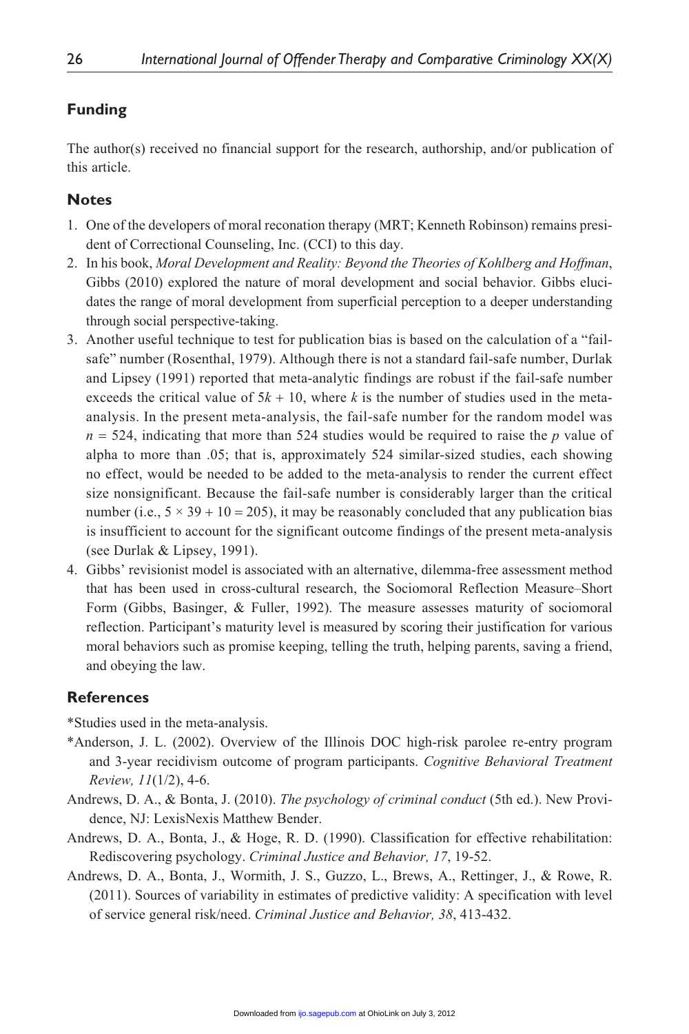## Funding

The author(s) received no financial support for the research, authorship, and/or publication of this article.

## Notes

1. One of the developers of moral reconation therapy (MRT; Kenneth Robinson) remains president of Correctional Counseling, Inc. (CCI) to this day.
2. In his book, *Moral Development and Reality: Beyond the Theories of Kohlberg and Hoffman*, Gibbs (2010) explored the nature of moral development and social behavior. Gibbs elucidates the range of moral development from superficial perception to a deeper understanding through social perspective-taking.
3. Another useful technique to test for publication bias is based on the calculation of a "fail-safe" number (Rosenthal, 1979). Although there is not a standard fail-safe number, Durlak and Lipsey (1991) reported that meta-analytic findings are robust if the fail-safe number exceeds the critical value of $5k + 10$, where $k$ is the number of studies used in the meta-analysis. In the present meta-analysis, the fail-safe number for the random model was $n = 524$, indicating that more than 524 studies would be required to raise the $p$ value of alpha to more than .05; that is, approximately 524 similar-sized studies, each showing no effect, would be needed to be added to the meta-analysis to render the current effect size nonsignificant. Because the fail-safe number is considerably larger than the critical number (i.e., $5 \times 39 + 10 = 205$), it may be reasonably concluded that any publication bias is insufficient to account for the significant outcome findings of the present meta-analysis (see Durlak & Lipsey, 1991).
4. Gibbs' revisionist model is associated with an alternative, dilemma-free assessment method that has been used in cross-cultural research, the Sociomoral Reflection Measure–Short Form (Gibbs, Basinger, & Fuller, 1992). The measure assesses maturity of sociomoral reflection. Participant's maturity level is measured by scoring their justification for various moral behaviors such as promise keeping, telling the truth, helping parents, saving a friend, and obeying the law.

## References

*Studies used in the meta-analysis.

*Anderson, J. L. (2002). Overview of the Illinois DOC high-risk parolee re-entry program and 3-year recidivism outcome of program participants. *Cognitive Behavioral Treatment Review, 11*(1/2), 4-6.

Andrews, D. A., & Bonta, J. (2010). *The psychology of criminal conduct* (5th ed.). New Providence, NJ: LexisNexis Matthew Bender.

Andrews, D. A., Bonta, J., & Hoge, R. D. (1990). Classification for effective rehabilitation: Rediscovering psychology. *Criminal Justice and Behavior, 17*, 19-52.

Andrews, D. A., Bonta, J., Wormith, J. S., Guzzo, L., Brews, A., Rettinger, J., & Rowe, R. (2011). Sources of variability in estimates of predictive validity: A specification with level of service general risk/need. *Criminal Justice and Behavior, 38*, 413-432.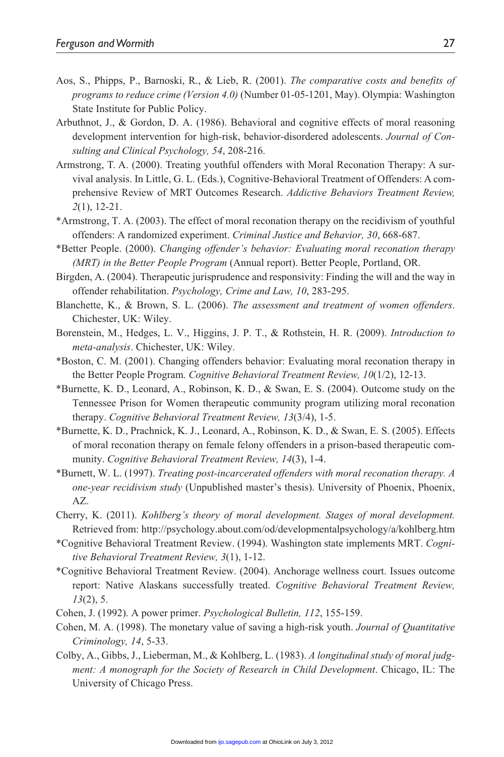Aos, S., Phipps, P., Barnoski, R., & Lieb, R. (2001). *The comparative costs and benefits of programs to reduce crime (Version 4.0)* (Number 01-05-1201, May). Olympia: Washington State Institute for Public Policy.

Arbuthnot, J., & Gordon, D. A. (1986). Behavioral and cognitive effects of moral reasoning development intervention for high-risk, behavior-disordered adolescents. *Journal of Consulting and Clinical Psychology, 54*, 208-216.

Armstrong, T. A. (2000). Treating youthful offenders with Moral Reconation Therapy: A survival analysis. In Little, G. L. (Eds.), Cognitive-Behavioral Treatment of Offenders: A comprehensive Review of MRT Outcomes Research. *Addictive Behaviors Treatment Review, 2*(1), 12-21.

*Armstrong, T. A. (2003). The effect of moral reconation therapy on the recidivism of youthful offenders: A randomized experiment. *Criminal Justice and Behavior, 30*, 668-687.

*Better People. (2000). *Changing offender's behavior: Evaluating moral reconation therapy (MRT) in the Better People Program* (Annual report). Better People, Portland, OR.

Birgden, A. (2004). Therapeutic jurisprudence and responsivity: Finding the will and the way in offender rehabilitation. *Psychology, Crime and Law, 10*, 283-295.

Blanchette, K., & Brown, S. L. (2006). *The assessment and treatment of women offenders*. Chichester, UK: Wiley.

Borenstein, M., Hedges, L. V., Higgins, J. P. T., & Rothstein, H. R. (2009). *Introduction to meta-analysis*. Chichester, UK: Wiley.

*Boston, C. M. (2001). Changing offenders behavior: Evaluating moral reconation therapy in the Better People Program. *Cognitive Behavioral Treatment Review, 10*(1/2), 12-13.

*Burnette, K. D., Leonard, A., Robinson, K. D., & Swan, E. S. (2004). Outcome study on the Tennessee Prison for Women therapeutic community program utilizing moral reconation therapy. *Cognitive Behavioral Treatment Review, 13*(3/4), 1-5.

*Burnette, K. D., Prachnick, K. J., Leonard, A., Robinson, K. D., & Swan, E. S. (2005). Effects of moral reconation therapy on female felony offenders in a prison-based therapeutic community. *Cognitive Behavioral Treatment Review, 14*(3), 1-4.

*Burnett, W. L. (1997). *Treating post-incarcerated offenders with moral reconation therapy. A one-year recidivism study* (Unpublished master's thesis). University of Phoenix, Phoenix, AZ.

Cherry, K. (2011). *Kohlberg's theory of moral development. Stages of moral development.* Retrieved from: http://psychology.about.com/od/developmentalpsychology/a/kohlberg.htm

*Cognitive Behavioral Treatment Review. (1994). Washington state implements MRT. *Cognitive Behavioral Treatment Review, 3*(1), 1-12.

*Cognitive Behavioral Treatment Review. (2004). Anchorage wellness court. Issues outcome report: Native Alaskans successfully treated. *Cognitive Behavioral Treatment Review, 13*(2), 5.

Cohen, J. (1992). A power primer. *Psychological Bulletin, 112*, 155-159.

Cohen, M. A. (1998). The monetary value of saving a high-risk youth. *Journal of Quantitative Criminology, 14*, 5-33.

Colby, A., Gibbs, J., Lieberman, M., & Kohlberg, L. (1983). *A longitudinal study of moral judgment: A monograph for the Society of Research in Child Development*. Chicago, IL: The University of Chicago Press.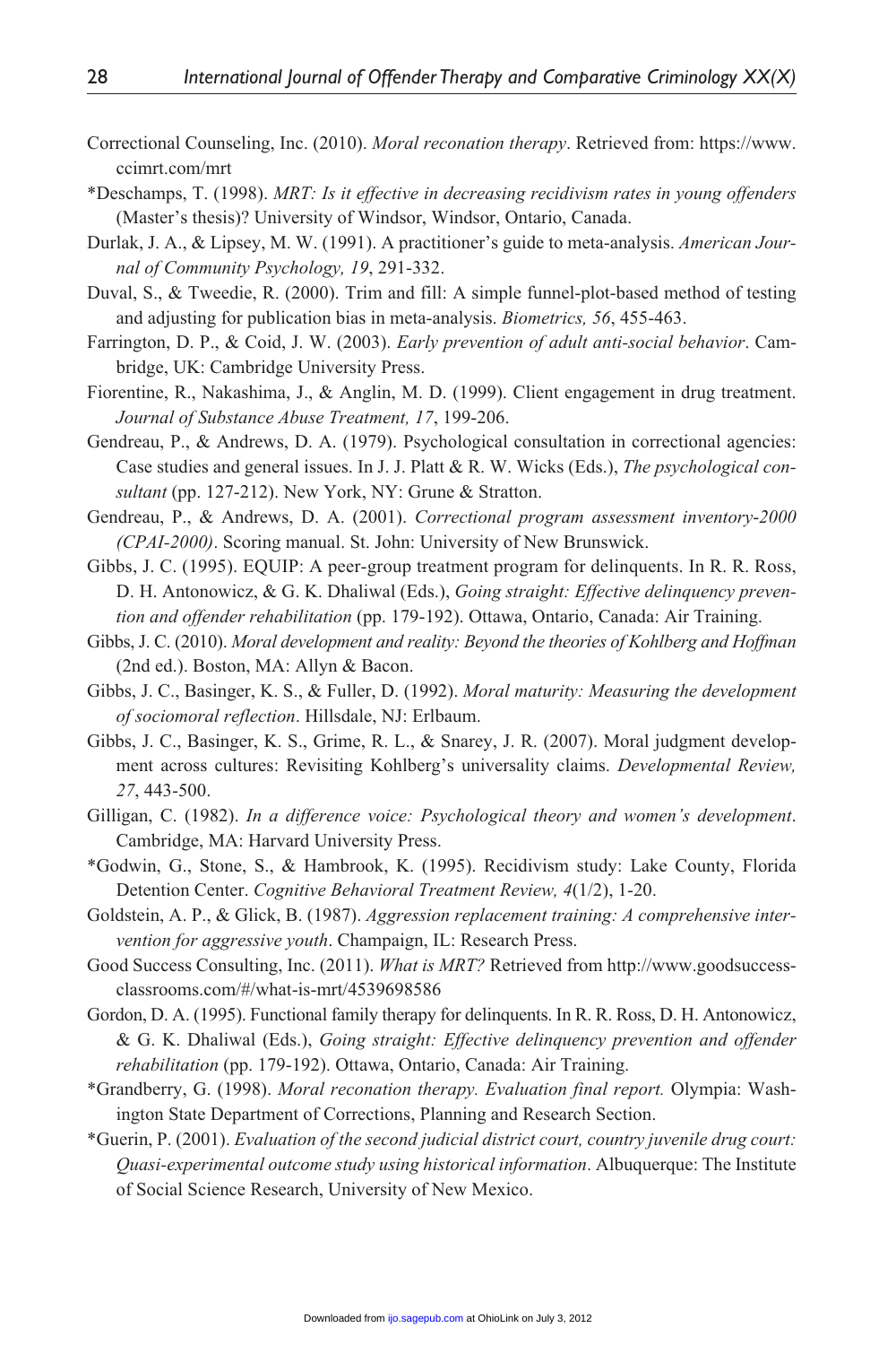Correctional Counseling, Inc. (2010). *Moral reconation therapy*. Retrieved from: https://www.ccimrt.com/mrt

*Deschamps, T. (1998). *MRT: Is it effective in decreasing recidivism rates in young offenders* (Master's thesis)? University of Windsor, Windsor, Ontario, Canada.

Durlak, J. A., & Lipsey, M. W. (1991). A practitioner's guide to meta-analysis. *American Journal of Community Psychology, 19*, 291-332.

Duval, S., & Tweedie, R. (2000). Trim and fill: A simple funnel-plot-based method of testing and adjusting for publication bias in meta-analysis. *Biometrics, 56*, 455-463.

Farrington, D. P., & Coid, J. W. (2003). *Early prevention of adult anti-social behavior*. Cambridge, UK: Cambridge University Press.

Fiorentine, R., Nakashima, J., & Anglin, M. D. (1999). Client engagement in drug treatment. *Journal of Substance Abuse Treatment, 17*, 199-206.

Gendreau, P., & Andrews, D. A. (1979). Psychological consultation in correctional agencies: Case studies and general issues. In J. J. Platt & R. W. Wicks (Eds.), *The psychological consultant* (pp. 127-212). New York, NY: Grune & Stratton.

Gendreau, P., & Andrews, D. A. (2001). *Correctional program assessment inventory-2000 (CPAI-2000)*. Scoring manual. St. John: University of New Brunswick.

Gibbs, J. C. (1995). EQUIP: A peer-group treatment program for delinquents. In R. R. Ross, D. H. Antonowicz, & G. K. Dhaliwal (Eds.), *Going straight: Effective delinquency prevention and offender rehabilitation* (pp. 179-192). Ottawa, Ontario, Canada: Air Training.

Gibbs, J. C. (2010). *Moral development and reality: Beyond the theories of Kohlberg and Hoffman* (2nd ed.). Boston, MA: Allyn & Bacon.

Gibbs, J. C., Basinger, K. S., & Fuller, D. (1992). *Moral maturity: Measuring the development of sociomoral reflection*. Hillsdale, NJ: Erlbaum.

Gibbs, J. C., Basinger, K. S., Grime, R. L., & Snarey, J. R. (2007). Moral judgment development across cultures: Revisiting Kohlberg's universality claims. *Developmental Review, 27*, 443-500.

Gilligan, C. (1982). *In a difference voice: Psychological theory and women's development*. Cambridge, MA: Harvard University Press.

*Godwin, G., Stone, S., & Hambrook, K. (1995). Recidivism study: Lake County, Florida Detention Center. *Cognitive Behavioral Treatment Review, 4*(1/2), 1-20.

Goldstein, A. P., & Glick, B. (1987). *Aggression replacement training: A comprehensive intervention for aggressive youth*. Champaign, IL: Research Press.

Good Success Consulting, Inc. (2011). *What is MRT?* Retrieved from http://www.goodsuccess-classrooms.com/#/what-is-mrt/4539698586

Gordon, D. A. (1995). Functional family therapy for delinquents. In R. R. Ross, D. H. Antonowicz, & G. K. Dhaliwal (Eds.), *Going straight: Effective delinquency prevention and offender rehabilitation* (pp. 179-192). Ottawa, Ontario, Canada: Air Training.

*Grandberry, G. (1998). *Moral reconation therapy. Evaluation final report.* Olympia: Washington State Department of Corrections, Planning and Research Section.

*Guerin, P. (2001). *Evaluation of the second judicial district court, country juvenile drug court: Quasi-experimental outcome study using historical information*. Albuquerque: The Institute of Social Science Research, University of New Mexico.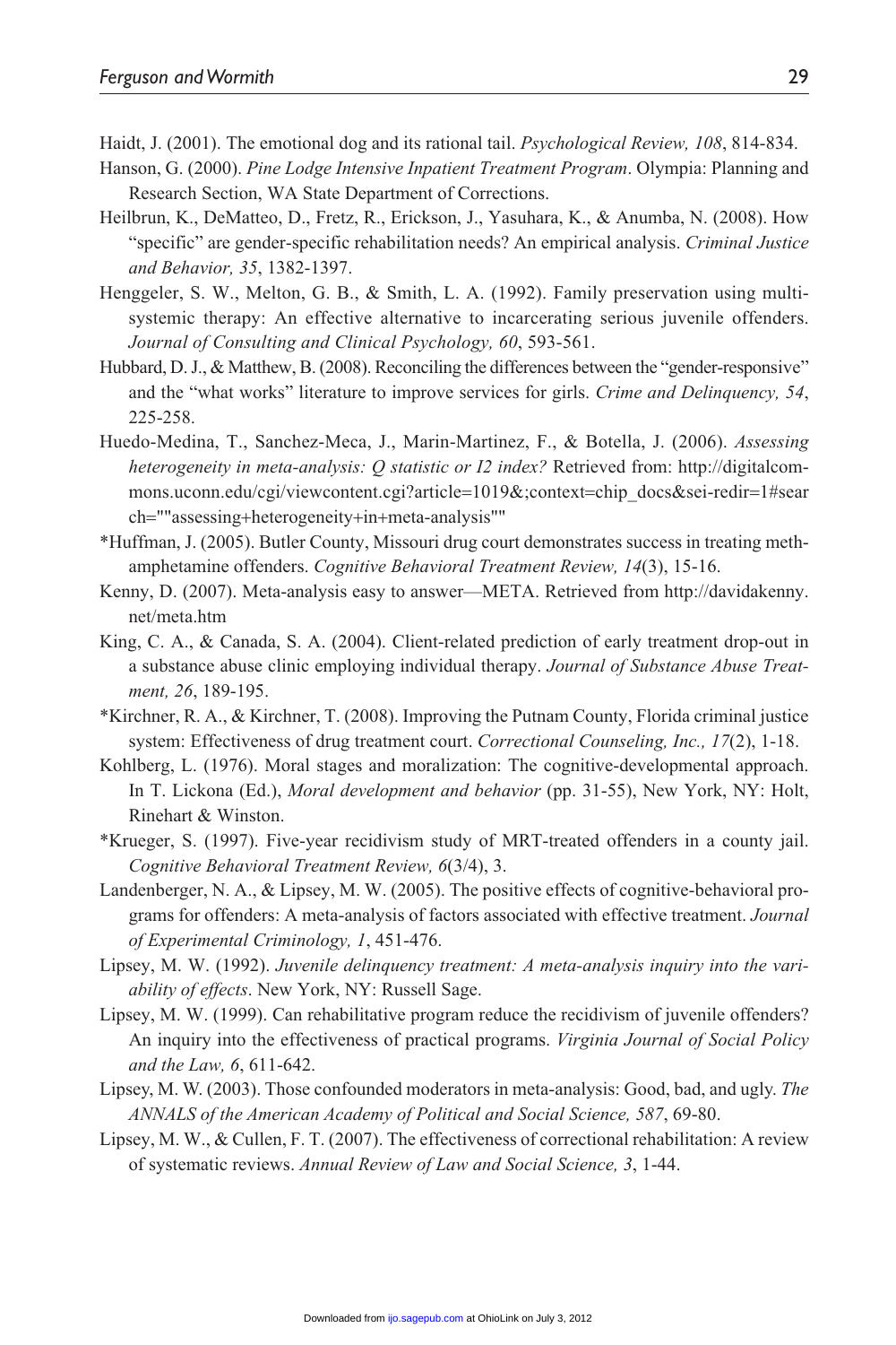Haidt, J. (2001). The emotional dog and its rational tail. *Psychological Review, 108*, 814-834.

Hanson, G. (2000). *Pine Lodge Intensive Inpatient Treatment Program*. Olympia: Planning and Research Section, WA State Department of Corrections.

Heilbrun, K., DeMatteo, D., Fretz, R., Erickson, J., Yasuhara, K., & Anumba, N. (2008). How "specific" are gender-specific rehabilitation needs? An empirical analysis. *Criminal Justice and Behavior, 35*, 1382-1397.

Henggeler, S. W., Melton, G. B., & Smith, L. A. (1992). Family preservation using multisystemic therapy: An effective alternative to incarcerating serious juvenile offenders. *Journal of Consulting and Clinical Psychology, 60*, 593-561.

Hubbard, D. J., & Matthew, B. (2008). Reconciling the differences between the "gender-responsive" and the "what works" literature to improve services for girls. *Crime and Delinquency, 54*, 225-258.

Huedo-Medina, T., Sanchez-Meca, J., Marin-Martinez, F., & Botella, J. (2006). *Assessing heterogeneity in meta-analysis: Q statistic or I2 index?* Retrieved from: http://digitalcommons.uconn.edu/cgi/viewcontent.cgi?article=1019&;context=chip_docs&sei-redir=1#search=""assessing+heterogeneity+in+meta-analysis""

*Huffman, J. (2005). Butler County, Missouri drug court demonstrates success in treating methamphetamine offenders. *Cognitive Behavioral Treatment Review, 14*(3), 15-16.

Kenny, D. (2007). Meta-analysis easy to answer—META. Retrieved from http://davidakenny.net/meta.htm

King, C. A., & Canada, S. A. (2004). Client-related prediction of early treatment drop-out in a substance abuse clinic employing individual therapy. *Journal of Substance Abuse Treatment, 26*, 189-195.

*Kirchner, R. A., & Kirchner, T. (2008). Improving the Putnam County, Florida criminal justice system: Effectiveness of drug treatment court. *Correctional Counseling, Inc., 17*(2), 1-18.

Kohlberg, L. (1976). Moral stages and moralization: The cognitive-developmental approach. In T. Lickona (Ed.), *Moral development and behavior* (pp. 31-55), New York, NY: Holt, Rinehart & Winston.

*Krueger, S. (1997). Five-year recidivism study of MRT-treated offenders in a county jail. *Cognitive Behavioral Treatment Review, 6*(3/4), 3.

Landenberger, N. A., & Lipsey, M. W. (2005). The positive effects of cognitive-behavioral programs for offenders: A meta-analysis of factors associated with effective treatment. *Journal of Experimental Criminology, 1*, 451-476.

Lipsey, M. W. (1992). *Juvenile delinquency treatment: A meta-analysis inquiry into the variability of effects*. New York, NY: Russell Sage.

Lipsey, M. W. (1999). Can rehabilitative program reduce the recidivism of juvenile offenders? An inquiry into the effectiveness of practical programs. *Virginia Journal of Social Policy and the Law, 6*, 611-642.

Lipsey, M. W. (2003). Those confounded moderators in meta-analysis: Good, bad, and ugly. *The ANNALS of the American Academy of Political and Social Science, 587*, 69-80.

Lipsey, M. W., & Cullen, F. T. (2007). The effectiveness of correctional rehabilitation: A review of systematic reviews. *Annual Review of Law and Social Science, 3*, 1-44.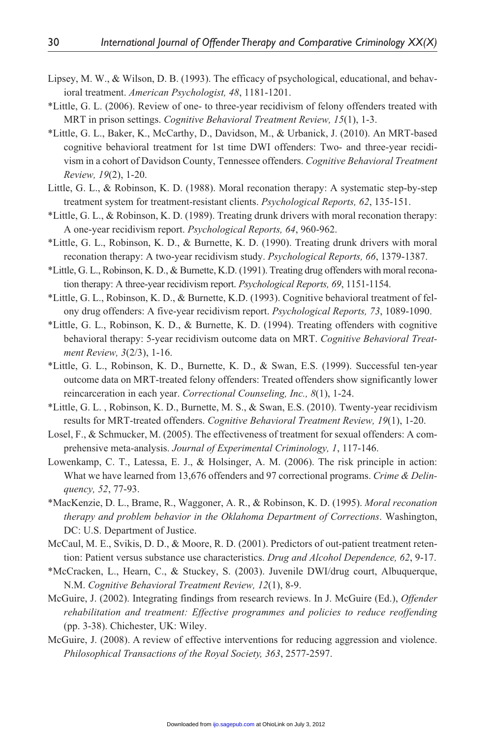Lipsey, M. W., & Wilson, D. B. (1993). The efficacy of psychological, educational, and behavioral treatment. *American Psychologist, 48*, 1181-1201.

*Little, G. L. (2006). Review of one- to three-year recidivism of felony offenders treated with MRT in prison settings. *Cognitive Behavioral Treatment Review, 15*(1), 1-3.

*Little, G. L., Baker, K., McCarthy, D., Davidson, M., & Urbanick, J. (2010). An MRT-based cognitive behavioral treatment for 1st time DWI offenders: Two- and three-year recidivism in a cohort of Davidson County, Tennessee offenders. *Cognitive Behavioral Treatment Review, 19*(2), 1-20.

Little, G. L., & Robinson, K. D. (1988). Moral reconation therapy: A systematic step-by-step treatment system for treatment-resistant clients. *Psychological Reports, 62*, 135-151.

*Little, G. L., & Robinson, K. D. (1989). Treating drunk drivers with moral reconation therapy: A one-year recidivism report. *Psychological Reports, 64*, 960-962.

*Little, G. L., Robinson, K. D., & Burnette, K. D. (1990). Treating drunk drivers with moral reconation therapy: A two-year recidivism study. *Psychological Reports, 66*, 1379-1387.

*Little, G. L., Robinson, K. D., & Burnette, K.D. (1991). Treating drug offenders with moral reconation therapy: A three-year recidivism report. *Psychological Reports, 69*, 1151-1154.

*Little, G. L., Robinson, K. D., & Burnette, K.D. (1993). Cognitive behavioral treatment of felony drug offenders: A five-year recidivism report. *Psychological Reports, 73*, 1089-1090.

*Little, G. L., Robinson, K. D., & Burnette, K. D. (1994). Treating offenders with cognitive behavioral therapy: 5-year recidivism outcome data on MRT. *Cognitive Behavioral Treatment Review, 3*(2/3), 1-16.

*Little, G. L., Robinson, K. D., Burnette, K. D., & Swan, E.S. (1999). Successful ten-year outcome data on MRT-treated felony offenders: Treated offenders show significantly lower reincarceration in each year. *Correctional Counseling, Inc., 8*(1), 1-24.

*Little, G. L. , Robinson, K. D., Burnette, M. S., & Swan, E.S. (2010). Twenty-year recidivism results for MRT-treated offenders. *Cognitive Behavioral Treatment Review, 19*(1), 1-20.

Losel, F., & Schmucker, M. (2005). The effectiveness of treatment for sexual offenders: A comprehensive meta-analysis. *Journal of Experimental Criminology, 1*, 117-146.

Lowenkamp, C. T., Latessa, E. J., & Holsinger, A. M. (2006). The risk principle in action: What we have learned from 13,676 offenders and 97 correctional programs. *Crime & Delinquency, 52*, 77-93.

*MacKenzie, D. L., Brame, R., Waggoner, A. R., & Robinson, K. D. (1995). *Moral reconation therapy and problem behavior in the Oklahoma Department of Corrections*. Washington, DC: U.S. Department of Justice.

McCaul, M. E., Svikis, D. D., & Moore, R. D. (2001). Predictors of out-patient treatment retention: Patient versus substance use characteristics. *Drug and Alcohol Dependence, 62*, 9-17.

*McCracken, L., Hearn, C., & Stuckey, S. (2003). Juvenile DWI/drug court, Albuquerque, N.M. *Cognitive Behavioral Treatment Review, 12*(1), 8-9.

McGuire, J. (2002). Integrating findings from research reviews. In J. McGuire (Ed.), *Offender rehabilitation and treatment: Effective programmes and policies to reduce reoffending* (pp. 3-38). Chichester, UK: Wiley.

McGuire, J. (2008). A review of effective interventions for reducing aggression and violence. *Philosophical Transactions of the Royal Society, 363*, 2577-2597.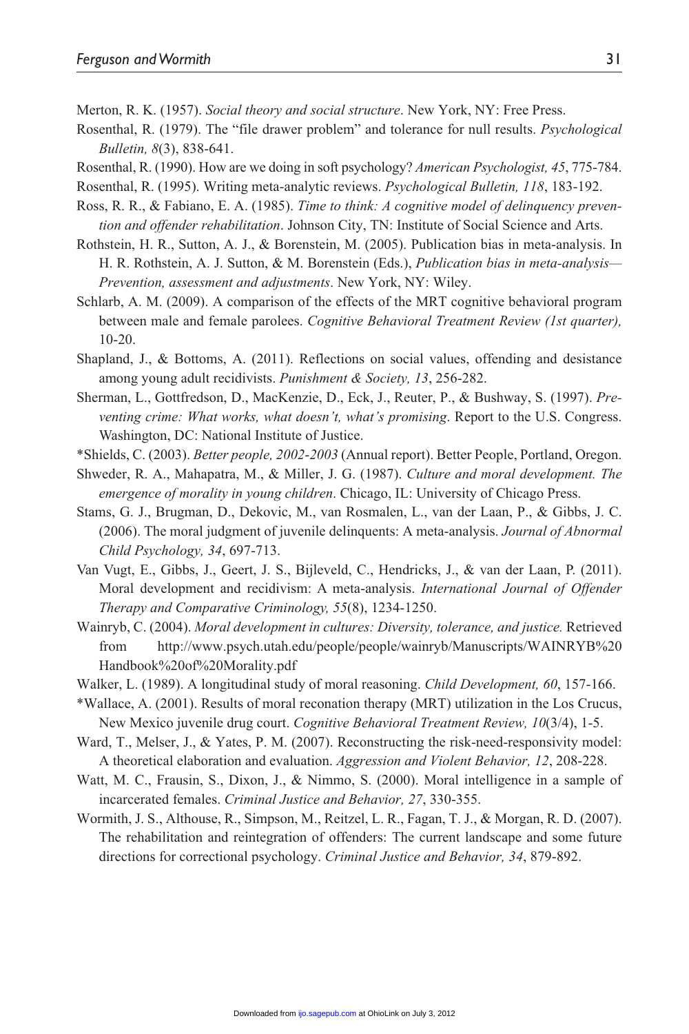Merton, R. K. (1957). *Social theory and social structure*. New York, NY: Free Press.

Rosenthal, R. (1979). The "file drawer problem" and tolerance for null results. *Psychological Bulletin, 8*(3), 838-641.

Rosenthal, R. (1990). How are we doing in soft psychology? *American Psychologist, 45*, 775-784.

Rosenthal, R. (1995). Writing meta-analytic reviews. *Psychological Bulletin, 118*, 183-192.

Ross, R. R., & Fabiano, E. A. (1985). *Time to think: A cognitive model of delinquency prevention and offender rehabilitation*. Johnson City, TN: Institute of Social Science and Arts.

Rothstein, H. R., Sutton, A. J., & Borenstein, M. (2005). Publication bias in meta-analysis. In H. R. Rothstein, A. J. Sutton, & M. Borenstein (Eds.), *Publication bias in meta-analysis—Prevention, assessment and adjustments*. New York, NY: Wiley.

Schlarb, A. M. (2009). A comparison of the effects of the MRT cognitive behavioral program between male and female parolees. *Cognitive Behavioral Treatment Review (1st quarter),* 10-20.

Shapland, J., & Bottoms, A. (2011). Reflections on social values, offending and desistance among young adult recidivists. *Punishment & Society, 13*, 256-282.

Sherman, L., Gottfredson, D., MacKenzie, D., Eck, J., Reuter, P., & Bushway, S. (1997). *Preventing crime: What works, what doesn't, what's promising*. Report to the U.S. Congress. Washington, DC: National Institute of Justice.

*Shields, C. (2003). *Better people, 2002-2003* (Annual report). Better People, Portland, Oregon.

Shweder, R. A., Mahapatra, M., & Miller, J. G. (1987). *Culture and moral development. The emergence of morality in young children*. Chicago, IL: University of Chicago Press.

Stams, G. J., Brugman, D., Dekovic, M., van Rosmalen, L., van der Laan, P., & Gibbs, J. C. (2006). The moral judgment of juvenile delinquents: A meta-analysis. *Journal of Abnormal Child Psychology, 34*, 697-713.

Van Vugt, E., Gibbs, J., Geert, J. S., Bijleveld, C., Hendricks, J., & van der Laan, P. (2011). Moral development and recidivism: A meta-analysis. *International Journal of Offender Therapy and Comparative Criminology, 55*(8), 1234-1250.

Wainryb, C. (2004). *Moral development in cultures: Diversity, tolerance, and justice.* Retrieved from http://www.psych.utah.edu/people/people/wainryb/Manuscripts/WAINRYB%20Handbook%20of%20Morality.pdf

Walker, L. (1989). A longitudinal study of moral reasoning. *Child Development, 60*, 157-166.

*Wallace, A. (2001). Results of moral reconation therapy (MRT) utilization in the Los Crucus, New Mexico juvenile drug court. *Cognitive Behavioral Treatment Review, 10*(3/4), 1-5.

Ward, T., Melser, J., & Yates, P. M. (2007). Reconstructing the risk-need-responsivity model: A theoretical elaboration and evaluation. *Aggression and Violent Behavior, 12*, 208-228.

Watt, M. C., Frausin, S., Dixon, J., & Nimmo, S. (2000). Moral intelligence in a sample of incarcerated females. *Criminal Justice and Behavior, 27*, 330-355.

Wormith, J. S., Althouse, R., Simpson, M., Reitzel, L. R., Fagan, T. J., & Morgan, R. D. (2007). The rehabilitation and reintegration of offenders: The current landscape and some future directions for correctional psychology. *Criminal Justice and Behavior, 34*, 879-892.